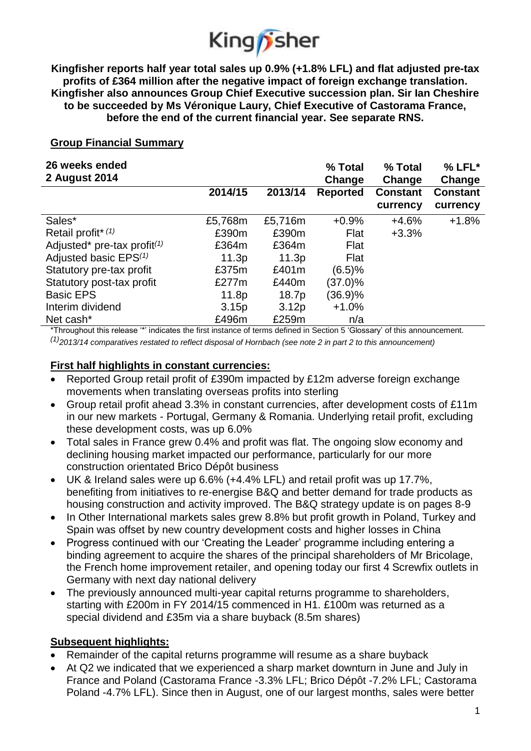# Kingfisher

**Kingfisher reports half year total sales up 0.9% (+1.8% LFL) and flat adjusted pre-tax profits of £364 million after the negative impact of foreign exchange translation. Kingfisher also announces Group Chief Executive succession plan. Sir Ian Cheshire to be succeeded by Ms Véronique Laury, Chief Executive of Castorama France, before the end of the current financial year. See separate RNS.**

## Group Financial Summary

| 26 weeks ended 2 August 2014 | 2014/15 | 2013/14 | % Total Change Reported | % Total Change Constant currency | % LFL* Change Constant currency |
|---|---|---|---|---|---|
| Sales* | £5,768m | £5,716m | +0.9% | +4.6% | +1.8% |
| Retail profit* (1) | £390m | £390m | Flat | +3.3% | |
| Adjusted* pre-tax profit(1) | £364m | £364m | Flat | | |
| Adjusted basic EPS(1) | 11.3p | 11.3p | Flat | | |
| Statutory pre-tax profit | £375m | £401m | (6.5)% | | |
| Statutory post-tax profit | £277m | £440m | (37.0)% | | |
| Basic EPS | 11.8p | 18.7p | (36.9)% | | |
| Interim dividend | 3.15p | 3.12p | +1.0% | | |
| Net cash* | £496m | £259m | n/a | | |

*Throughout this release '*' indicates the first instance of terms defined in Section 5 'Glossary' of this announcement.

*(1) 2013/14 comparatives restated to reflect disposal of Hornbach (see note 2 in part 2 to this announcement)*

## First half highlights in constant currencies:

- Reported Group retail profit of £390m impacted by £12m adverse foreign exchange movements when translating overseas profits into sterling
- Group retail profit ahead 3.3% in constant currencies, after development costs of £11m in our new markets - Portugal, Germany & Romania. Underlying retail profit, excluding these development costs, was up 6.0%
- Total sales in France grew 0.4% and profit was flat. The ongoing slow economy and declining housing market impacted our performance, particularly for our more construction orientated Brico Dépôt business
- UK & Ireland sales were up 6.6% (+4.4% LFL) and retail profit was up 17.7%, benefiting from initiatives to re-energise B&Q and better demand for trade products as housing construction and activity improved. The B&Q strategy update is on pages 8-9
- In Other International markets sales grew 8.8% but profit growth in Poland, Turkey and Spain was offset by new country development costs and higher losses in China
- Progress continued with our 'Creating the Leader' programme including entering a binding agreement to acquire the shares of the principal shareholders of Mr Bricolage, the French home improvement retailer, and opening today our first 4 Screwfix outlets in Germany with next day national delivery
- The previously announced multi-year capital returns programme to shareholders, starting with £200m in FY 2014/15 commenced in H1. £100m was returned as a special dividend and £35m via a share buyback (8.5m shares)

## Subsequent highlights:

- Remainder of the capital returns programme will resume as a share buyback
- At Q2 we indicated that we experienced a sharp market downturn in June and July in France and Poland (Castorama France -3.3% LFL; Brico Dépôt -7.2% LFL; Castorama Poland -4.7% LFL). Since then in August, one of our largest months, sales were better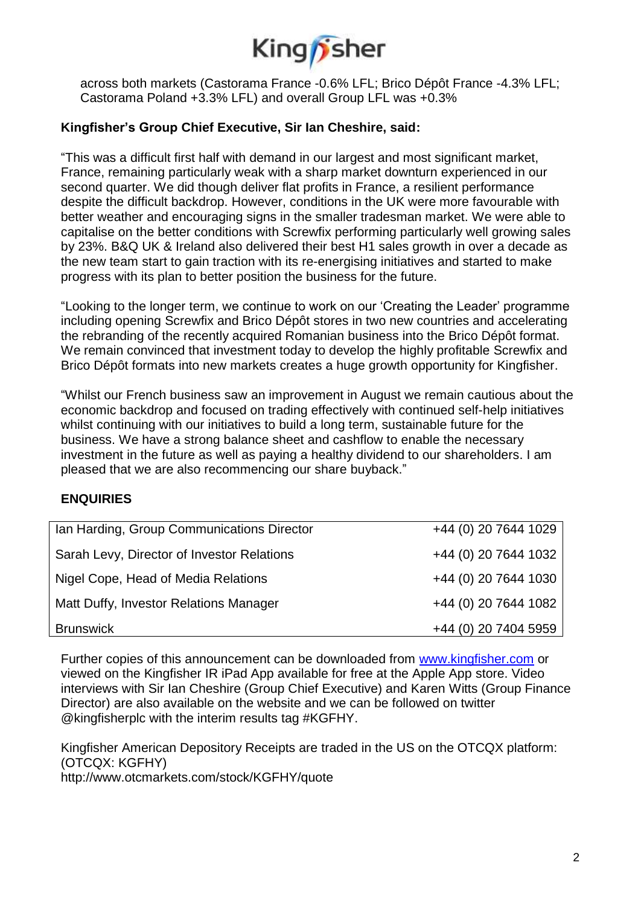across both markets (Castorama France -0.6% LFL; Brico Dépôt France -4.3% LFL; Castorama Poland +3.3% LFL) and overall Group LFL was +0.3%

**Kingfisher's Group Chief Executive, Sir Ian Cheshire, said:**

"This was a difficult first half with demand in our largest and most significant market, France, remaining particularly weak with a sharp market downturn experienced in our second quarter. We did though deliver flat profits in France, a resilient performance despite the difficult backdrop. However, conditions in the UK were more favourable with better weather and encouraging signs in the smaller tradesman market. We were able to capitalise on the better conditions with Screwfix performing particularly well growing sales by 23%. B&Q UK & Ireland also delivered their best H1 sales growth in over a decade as the new team start to gain traction with its re-energising initiatives and started to make progress with its plan to better position the business for the future.

"Looking to the longer term, we continue to work on our 'Creating the Leader' programme including opening Screwfix and Brico Dépôt stores in two new countries and accelerating the rebranding of the recently acquired Romanian business into the Brico Dépôt format. We remain convinced that investment today to develop the highly profitable Screwfix and Brico Dépôt formats into new markets creates a huge growth opportunity for Kingfisher.

"Whilst our French business saw an improvement in August we remain cautious about the economic backdrop and focused on trading effectively with continued self-help initiatives whilst continuing with our initiatives to build a long term, sustainable future for the business. We have a strong balance sheet and cashflow to enable the necessary investment in the future as well as paying a healthy dividend to our shareholders. I am pleased that we are also recommencing our share buyback."

**ENQUIRIES**

| | |
|---|---|
| Ian Harding, Group Communications Director | +44 (0) 20 7644 1029 |
| Sarah Levy, Director of Investor Relations | +44 (0) 20 7644 1032 |
| Nigel Cope, Head of Media Relations | +44 (0) 20 7644 1030 |
| Matt Duffy, Investor Relations Manager | +44 (0) 20 7644 1082 |
| Brunswick | +44 (0) 20 7404 5959 |

Further copies of this announcement can be downloaded from www.kingfisher.com or viewed on the Kingfisher IR iPad App available for free at the Apple App store. Video interviews with Sir Ian Cheshire (Group Chief Executive) and Karen Witts (Group Finance Director) are also available on the website and we can be followed on twitter @kingfisherplc with the interim results tag #KGFHY.

Kingfisher American Depository Receipts are traded in the US on the OTCQX platform: (OTCQX: KGFHY)
http://www.otcmarkets.com/stock/KGFHY/quote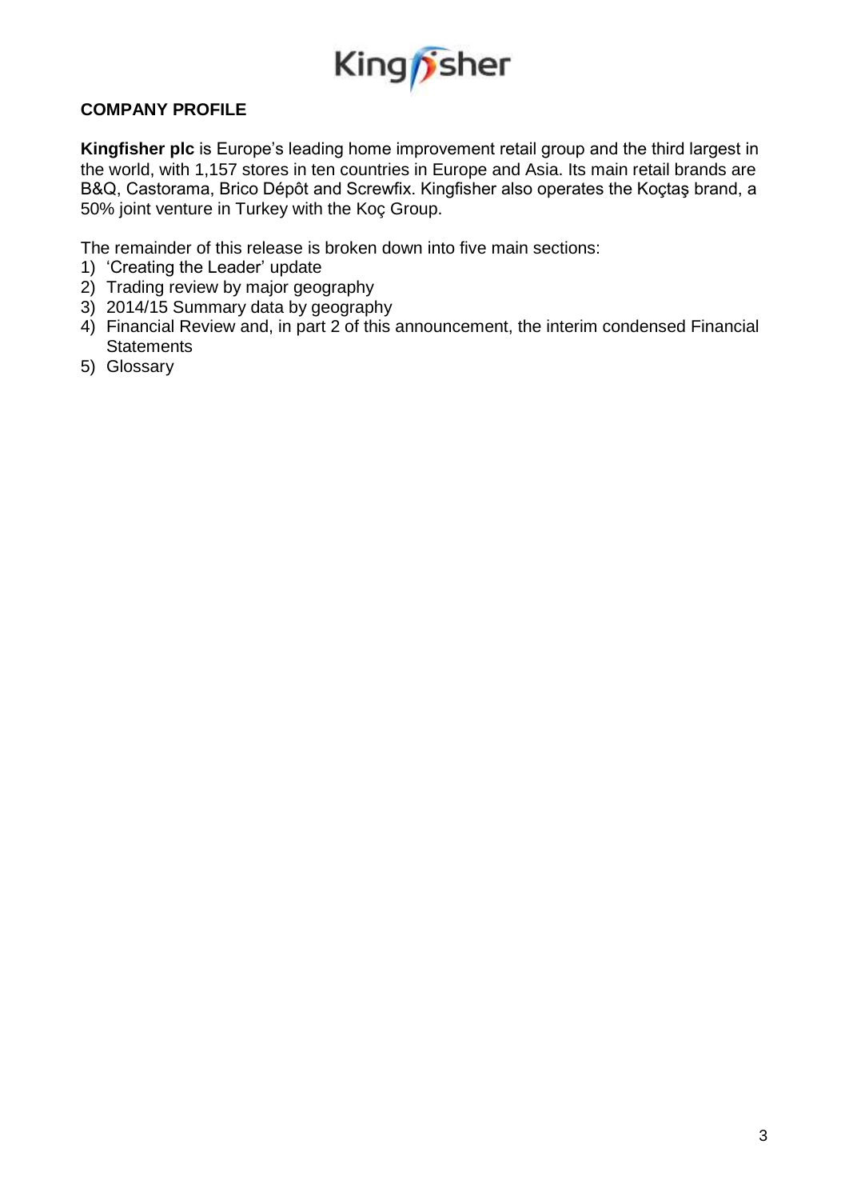## COMPANY PROFILE

**Kingfisher plc** is Europe's leading home improvement retail group and the third largest in the world, with 1,157 stores in ten countries in Europe and Asia. Its main retail brands are B&Q, Castorama, Brico Dépôt and Screwfix. Kingfisher also operates the Koçtaş brand, a 50% joint venture in Turkey with the Koç Group.

The remainder of this release is broken down into five main sections:

1) 'Creating the Leader' update
2) Trading review by major geography
3) 2014/15 Summary data by geography
4) Financial Review and, in part 2 of this announcement, the interim condensed Financial Statements
5) Glossary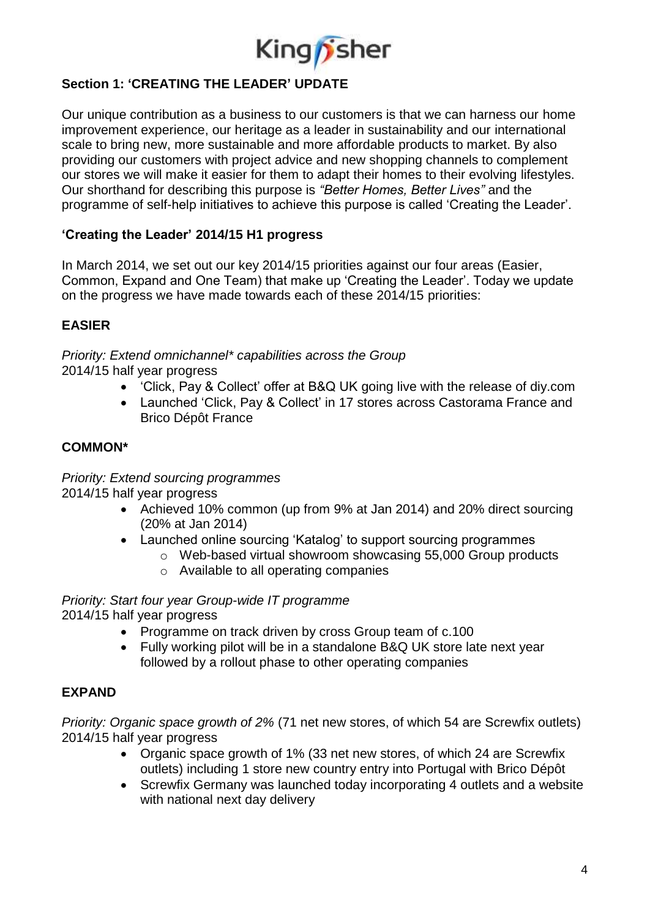## Section 1: 'CREATING THE LEADER' UPDATE

Our unique contribution as a business to our customers is that we can harness our home improvement experience, our heritage as a leader in sustainability and our international scale to bring new, more sustainable and more affordable products to market. By also providing our customers with project advice and new shopping channels to complement our stores we will make it easier for them to adapt their homes to their evolving lifestyles. Our shorthand for describing this purpose is *"Better Homes, Better Lives"* and the programme of self-help initiatives to achieve this purpose is called 'Creating the Leader'.

### 'Creating the Leader' 2014/15 H1 progress

In March 2014, we set out our key 2014/15 priorities against our four areas (Easier, Common, Expand and One Team) that make up 'Creating the Leader'. Today we update on the progress we have made towards each of these 2014/15 priorities:

### EASIER

*Priority: Extend omnichannel* capabilities across the Group*
2014/15 half year progress

- 'Click, Pay & Collect' offer at B&Q UK going live with the release of diy.com
- Launched 'Click, Pay & Collect' in 17 stores across Castorama France and Brico Dépôt France

### COMMON*

*Priority: Extend sourcing programmes*
2014/15 half year progress

- Achieved 10% common (up from 9% at Jan 2014) and 20% direct sourcing (20% at Jan 2014)
- Launched online sourcing 'Katalog' to support sourcing programmes
  - Web-based virtual showroom showcasing 55,000 Group products
  - Available to all operating companies

*Priority: Start four year Group-wide IT programme*
2014/15 half year progress

- Programme on track driven by cross Group team of c.100
- Fully working pilot will be in a standalone B&Q UK store late next year followed by a rollout phase to other operating companies

### EXPAND

*Priority: Organic space growth of 2%* (71 net new stores, of which 54 are Screwfix outlets)
2014/15 half year progress

- Organic space growth of 1% (33 net new stores, of which 24 are Screwfix outlets) including 1 store new country entry into Portugal with Brico Dépôt
- Screwfix Germany was launched today incorporating 4 outlets and a website with national next day delivery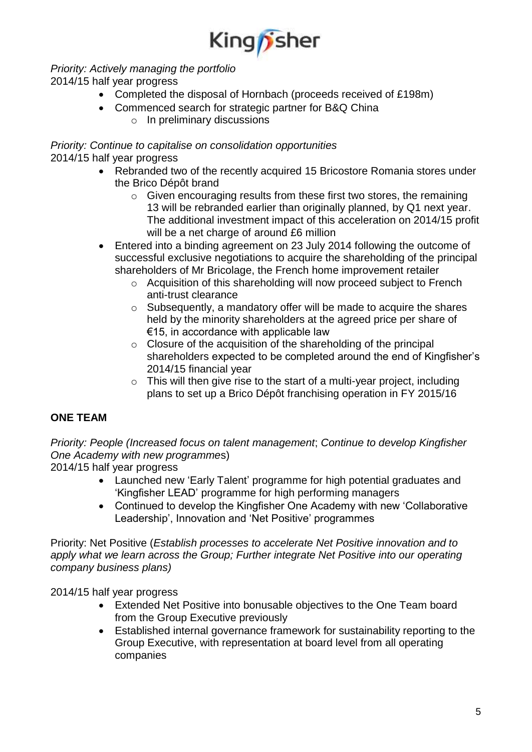*Priority: Actively managing the portfolio*
2014/15 half year progress

- Completed the disposal of Hornbach (proceeds received of £198m)
- Commenced search for strategic partner for B&Q China
  - In preliminary discussions

*Priority: Continue to capitalise on consolidation opportunities*
2014/15 half year progress

- Rebranded two of the recently acquired 15 Bricostore Romania stores under the Brico Dépôt brand
  - Given encouraging results from these first two stores, the remaining 13 will be rebranded earlier than originally planned, by Q1 next year. The additional investment impact of this acceleration on 2014/15 profit will be a net charge of around £6 million
- Entered into a binding agreement on 23 July 2014 following the outcome of successful exclusive negotiations to acquire the shareholding of the principal shareholders of Mr Bricolage, the French home improvement retailer
  - Acquisition of this shareholding will now proceed subject to French anti-trust clearance
  - Subsequently, a mandatory offer will be made to acquire the shares held by the minority shareholders at the agreed price per share of €15, in accordance with applicable law
  - Closure of the acquisition of the shareholding of the principal shareholders expected to be completed around the end of Kingfisher's 2014/15 financial year
  - This will then give rise to the start of a multi-year project, including plans to set up a Brico Dépôt franchising operation in FY 2015/16

**ONE TEAM**

*Priority: People (Increased focus on talent management*; *Continue to develop Kingfisher One Academy with new programme*s)
2014/15 half year progress

- Launched new 'Early Talent' programme for high potential graduates and 'Kingfisher LEAD' programme for high performing managers
- Continued to develop the Kingfisher One Academy with new 'Collaborative Leadership', Innovation and 'Net Positive' programmes

Priority: Net Positive (*Establish processes to accelerate Net Positive innovation and to apply what we learn across the Group; Further integrate Net Positive into our operating company business plans)*

2014/15 half year progress

- Extended Net Positive into bonusable objectives to the One Team board from the Group Executive previously
- Established internal governance framework for sustainability reporting to the Group Executive, with representation at board level from all operating companies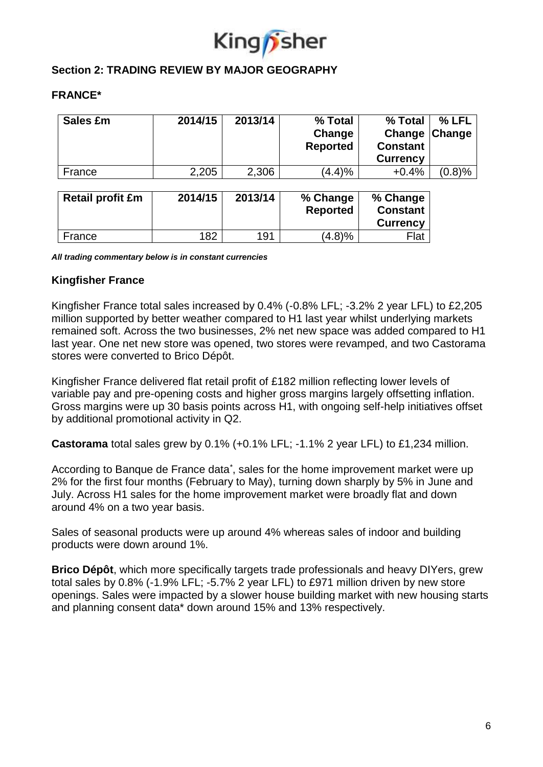## Section 2: TRADING REVIEW BY MAJOR GEOGRAPHY

### FRANCE*

| Sales £m | 2014/15 | 2013/14 | % Total Change Reported | % Total Change Constant Currency | % LFL Change |
|---|---|---|---|---|---|
| France | 2,205 | 2,306 | (4.4)% | +0.4% | (0.8)% |

| Retail profit £m | 2014/15 | 2013/14 | % Change Reported | % Change Constant Currency |
|---|---|---|---|---|
| France | 182 | 191 | (4.8)% | Flat |

***All trading commentary below is in constant currencies***

### Kingfisher France

Kingfisher France total sales increased by 0.4% (-0.8% LFL; -3.2% 2 year LFL) to £2,205 million supported by better weather compared to H1 last year whilst underlying markets remained soft. Across the two businesses, 2% net new space was added compared to H1 last year. One net new store was opened, two stores were revamped, and two Castorama stores were converted to Brico Dépôt.

Kingfisher France delivered flat retail profit of £182 million reflecting lower levels of variable pay and pre-opening costs and higher gross margins largely offsetting inflation. Gross margins were up 30 basis points across H1, with ongoing self-help initiatives offset by additional promotional activity in Q2.

**Castorama** total sales grew by 0.1% (+0.1% LFL; -1.1% 2 year LFL) to £1,234 million.

According to Banque de France data*, sales for the home improvement market were up 2% for the first four months (February to May), turning down sharply by 5% in June and July. Across H1 sales for the home improvement market were broadly flat and down around 4% on a two year basis.

Sales of seasonal products were up around 4% whereas sales of indoor and building products were down around 1%.

**Brico Dépôt**, which more specifically targets trade professionals and heavy DIYers, grew total sales by 0.8% (-1.9% LFL; -5.7% 2 year LFL) to £971 million driven by new store openings. Sales were impacted by a slower house building market with new housing starts and planning consent data* down around 15% and 13% respectively.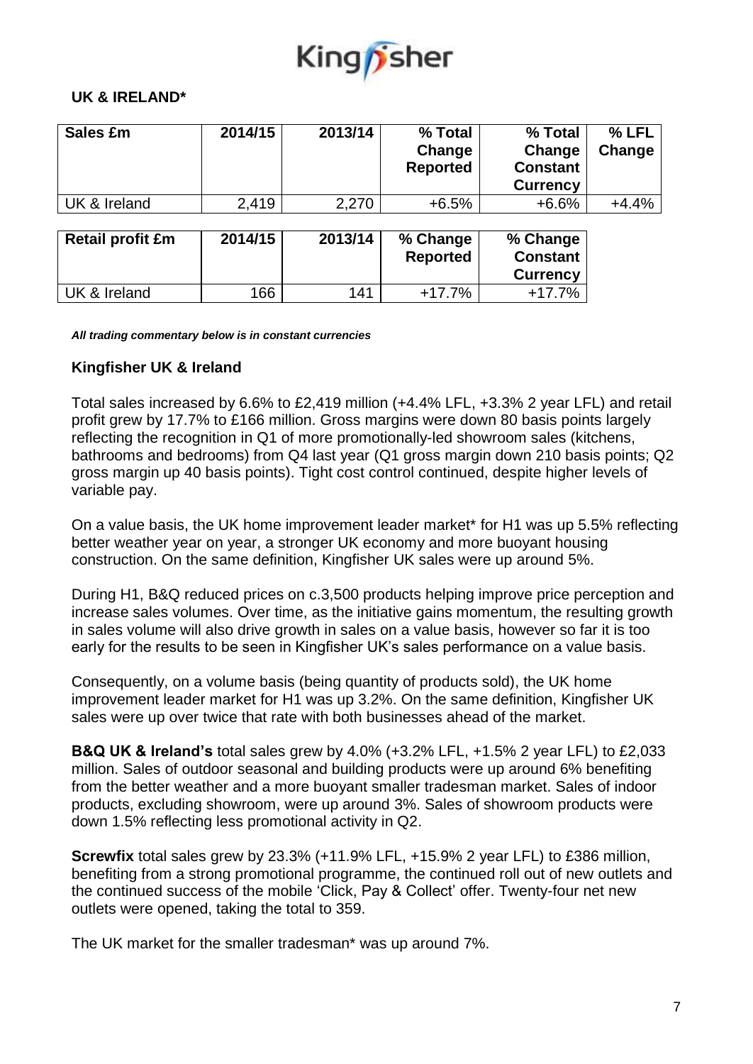## UK & IRELAND*

| Sales £m | 2014/15 | 2013/14 | % Total Change Reported | % Total Change Constant Currency | % LFL Change |
|---|---|---|---|---|---|
| UK & Ireland | 2,419 | 2,270 | +6.5% | +6.6% | +4.4% |

| Retail profit £m | 2014/15 | 2013/14 | % Change Reported | % Change Constant Currency |
|---|---|---|---|---|
| UK & Ireland | 166 | 141 | +17.7% | +17.7% |

***All trading commentary below is in constant currencies***

### Kingfisher UK & Ireland

Total sales increased by 6.6% to £2,419 million (+4.4% LFL, +3.3% 2 year LFL) and retail profit grew by 17.7% to £166 million. Gross margins were down 80 basis points largely reflecting the recognition in Q1 of more promotionally-led showroom sales (kitchens, bathrooms and bedrooms) from Q4 last year (Q1 gross margin down 210 basis points; Q2 gross margin up 40 basis points). Tight cost control continued, despite higher levels of variable pay.

On a value basis, the UK home improvement leader market* for H1 was up 5.5% reflecting better weather year on year, a stronger UK economy and more buoyant housing construction. On the same definition, Kingfisher UK sales were up around 5%.

During H1, B&Q reduced prices on c.3,500 products helping improve price perception and increase sales volumes. Over time, as the initiative gains momentum, the resulting growth in sales volume will also drive growth in sales on a value basis, however so far it is too early for the results to be seen in Kingfisher UK's sales performance on a value basis.

Consequently, on a volume basis (being quantity of products sold), the UK home improvement leader market for H1 was up 3.2%. On the same definition, Kingfisher UK sales were up over twice that rate with both businesses ahead of the market.

**B&Q UK & Ireland's** total sales grew by 4.0% (+3.2% LFL, +1.5% 2 year LFL) to £2,033 million. Sales of outdoor seasonal and building products were up around 6% benefiting from the better weather and a more buoyant smaller tradesman market. Sales of indoor products, excluding showroom, were up around 3%. Sales of showroom products were down 1.5% reflecting less promotional activity in Q2.

**Screwfix** total sales grew by 23.3% (+11.9% LFL, +15.9% 2 year LFL) to £386 million, benefiting from a strong promotional programme, the continued roll out of new outlets and the continued success of the mobile 'Click, Pay & Collect' offer. Twenty-four net new outlets were opened, taking the total to 359.

The UK market for the smaller tradesman* was up around 7%.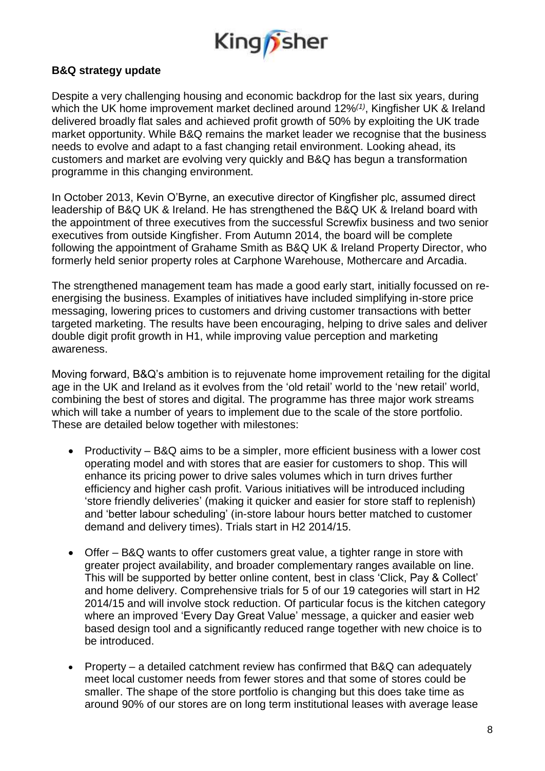**B&Q strategy update**

Despite a very challenging housing and economic backdrop for the last six years, during which the UK home improvement market declined around 12%[(1)], Kingfisher UK & Ireland delivered broadly flat sales and achieved profit growth of 50% by exploiting the UK trade market opportunity. While B&Q remains the market leader we recognise that the business needs to evolve and adapt to a fast changing retail environment. Looking ahead, its customers and market are evolving very quickly and B&Q has begun a transformation programme in this changing environment.

In October 2013, Kevin O'Byrne, an executive director of Kingfisher plc, assumed direct leadership of B&Q UK & Ireland. He has strengthened the B&Q UK & Ireland board with the appointment of three executives from the successful Screwfix business and two senior executives from outside Kingfisher. From Autumn 2014, the board will be complete following the appointment of Grahame Smith as B&Q UK & Ireland Property Director, who formerly held senior property roles at Carphone Warehouse, Mothercare and Arcadia.

The strengthened management team has made a good early start, initially focussed on re-energising the business. Examples of initiatives have included simplifying in-store price messaging, lowering prices to customers and driving customer transactions with better targeted marketing. The results have been encouraging, helping to drive sales and deliver double digit profit growth in H1, while improving value perception and marketing awareness.

Moving forward, B&Q's ambition is to rejuvenate home improvement retailing for the digital age in the UK and Ireland as it evolves from the 'old retail' world to the 'new retail' world, combining the best of stores and digital. The programme has three major work streams which will take a number of years to implement due to the scale of the store portfolio. These are detailed below together with milestones:

- Productivity – B&Q aims to be a simpler, more efficient business with a lower cost operating model and with stores that are easier for customers to shop. This will enhance its pricing power to drive sales volumes which in turn drives further efficiency and higher cash profit. Various initiatives will be introduced including 'store friendly deliveries' (making it quicker and easier for store staff to replenish) and 'better labour scheduling' (in-store labour hours better matched to customer demand and delivery times). Trials start in H2 2014/15.
- Offer – B&Q wants to offer customers great value, a tighter range in store with greater project availability, and broader complementary ranges available on line. This will be supported by better online content, best in class 'Click, Pay & Collect' and home delivery. Comprehensive trials for 5 of our 19 categories will start in H2 2014/15 and will involve stock reduction. Of particular focus is the kitchen category where an improved 'Every Day Great Value' message, a quicker and easier web based design tool and a significantly reduced range together with new choice is to be introduced.
- Property – a detailed catchment review has confirmed that B&Q can adequately meet local customer needs from fewer stores and that some of stores could be smaller. The shape of the store portfolio is changing but this does take time as around 90% of our stores are on long term institutional leases with average lease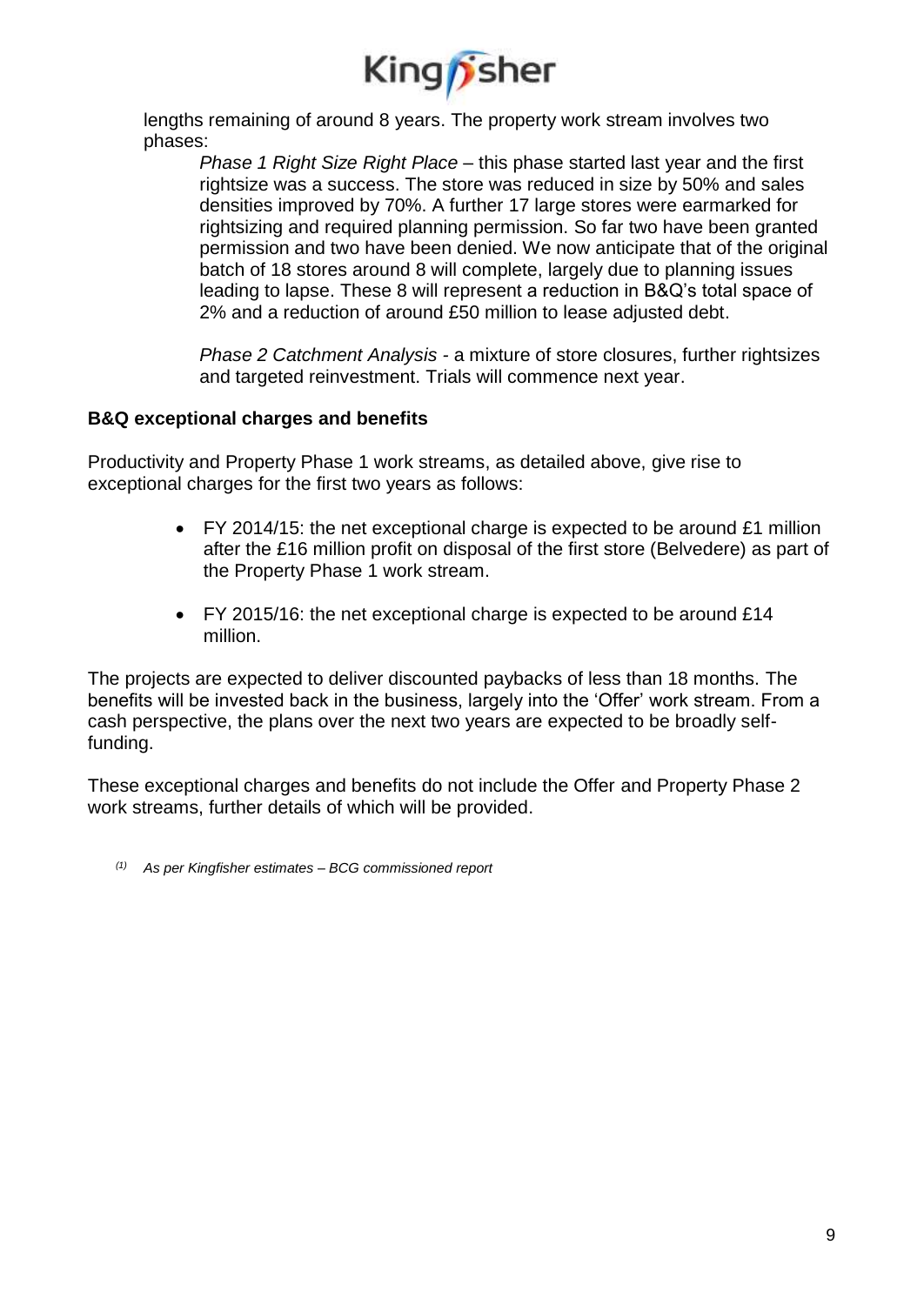lengths remaining of around 8 years. The property work stream involves two phases:

*Phase 1 Right Size Right Place* – this phase started last year and the first rightsize was a success. The store was reduced in size by 50% and sales densities improved by 70%. A further 17 large stores were earmarked for rightsizing and required planning permission. So far two have been granted permission and two have been denied. We now anticipate that of the original batch of 18 stores around 8 will complete, largely due to planning issues leading to lapse. These 8 will represent a reduction in B&Q's total space of 2% and a reduction of around £50 million to lease adjusted debt.

*Phase 2 Catchment Analysis* - a mixture of store closures, further rightsizes and targeted reinvestment. Trials will commence next year.

**B&Q exceptional charges and benefits**

Productivity and Property Phase 1 work streams, as detailed above, give rise to exceptional charges for the first two years as follows:

- FY 2014/15: the net exceptional charge is expected to be around £1 million after the £16 million profit on disposal of the first store (Belvedere) as part of the Property Phase 1 work stream.
- FY 2015/16: the net exceptional charge is expected to be around £14 million.

The projects are expected to deliver discounted paybacks of less than 18 months. The benefits will be invested back in the business, largely into the 'Offer' work stream. From a cash perspective, the plans over the next two years are expected to be broadly self-funding.

These exceptional charges and benefits do not include the Offer and Property Phase 2 work streams, further details of which will be provided.

(1) *As per Kingfisher estimates – BCG commissioned report*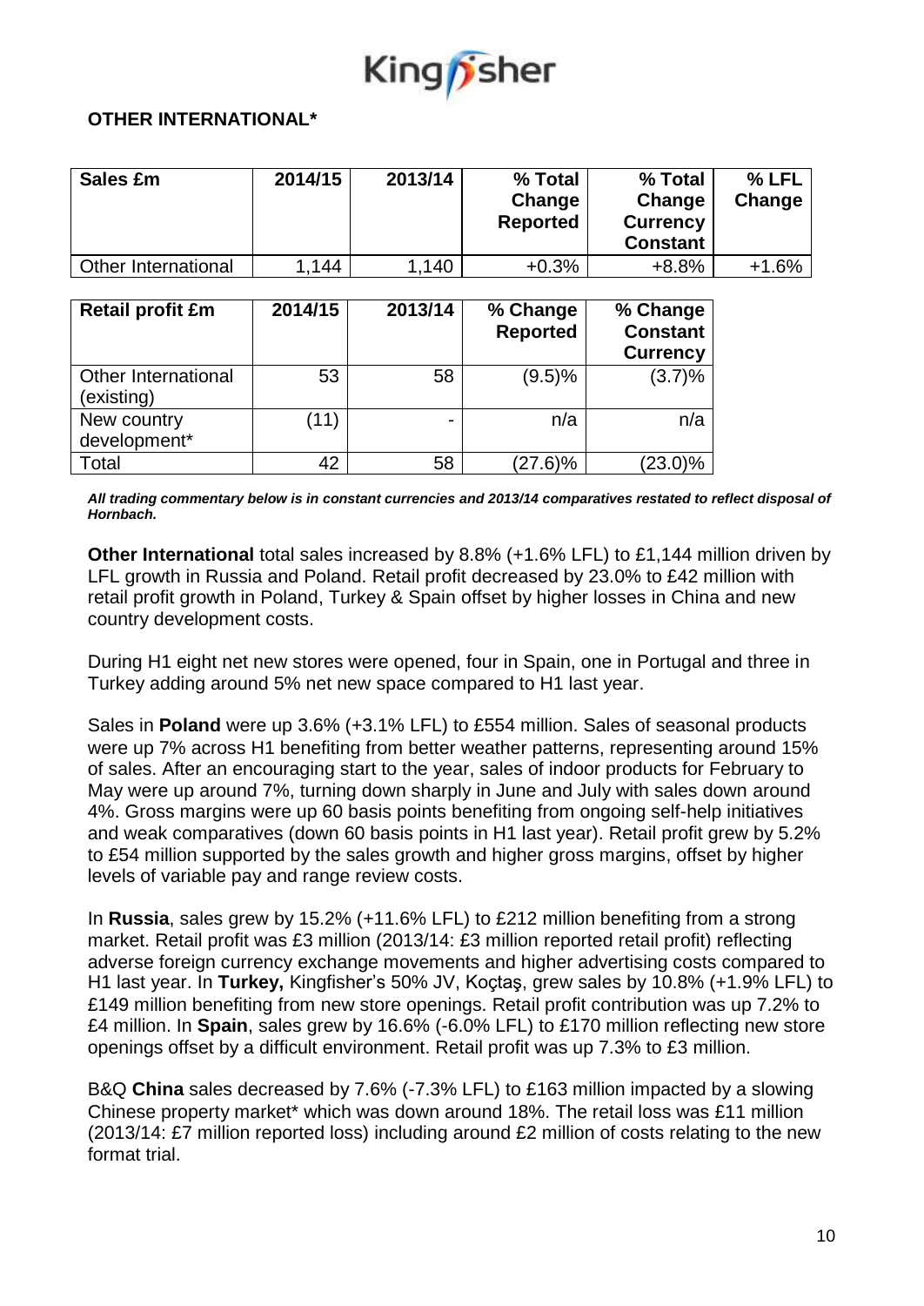## OTHER INTERNATIONAL*

| Sales £m | 2014/15 | 2013/14 | % Total Change Reported | % Total Change Currency Constant | % LFL Change |
|---|---|---|---|---|---|
| Other International | 1,144 | 1,140 | +0.3% | +8.8% | +1.6% |

| Retail profit £m | 2014/15 | 2013/14 | % Change Reported | % Change Constant Currency |
|---|---|---|---|---|
| Other International (existing) | 53 | 58 | (9.5)% | (3.7)% |
| New country development* | (11) | - | n/a | n/a |
| Total | 42 | 58 | (27.6)% | (23.0)% |

***All trading commentary below is in constant currencies and 2013/14 comparatives restated to reflect disposal of Hornbach.***

**Other International** total sales increased by 8.8% (+1.6% LFL) to £1,144 million driven by LFL growth in Russia and Poland. Retail profit decreased by 23.0% to £42 million with retail profit growth in Poland, Turkey & Spain offset by higher losses in China and new country development costs.

During H1 eight net new stores were opened, four in Spain, one in Portugal and three in Turkey adding around 5% net new space compared to H1 last year.

Sales in **Poland** were up 3.6% (+3.1% LFL) to £554 million. Sales of seasonal products were up 7% across H1 benefiting from better weather patterns, representing around 15% of sales. After an encouraging start to the year, sales of indoor products for February to May were up around 7%, turning down sharply in June and July with sales down around 4%. Gross margins were up 60 basis points benefiting from ongoing self-help initiatives and weak comparatives (down 60 basis points in H1 last year). Retail profit grew by 5.2% to £54 million supported by the sales growth and higher gross margins, offset by higher levels of variable pay and range review costs.

In **Russia**, sales grew by 15.2% (+11.6% LFL) to £212 million benefiting from a strong market. Retail profit was £3 million (2013/14: £3 million reported retail profit) reflecting adverse foreign currency exchange movements and higher advertising costs compared to H1 last year. In **Turkey,** Kingfisher's 50% JV, Koçtaş, grew sales by 10.8% (+1.9% LFL) to £149 million benefiting from new store openings. Retail profit contribution was up 7.2% to £4 million. In **Spain**, sales grew by 16.6% (-6.0% LFL) to £170 million reflecting new store openings offset by a difficult environment. Retail profit was up 7.3% to £3 million.

B&Q **China** sales decreased by 7.6% (-7.3% LFL) to £163 million impacted by a slowing Chinese property market* which was down around 18%. The retail loss was £11 million (2013/14: £7 million reported loss) including around £2 million of costs relating to the new format trial.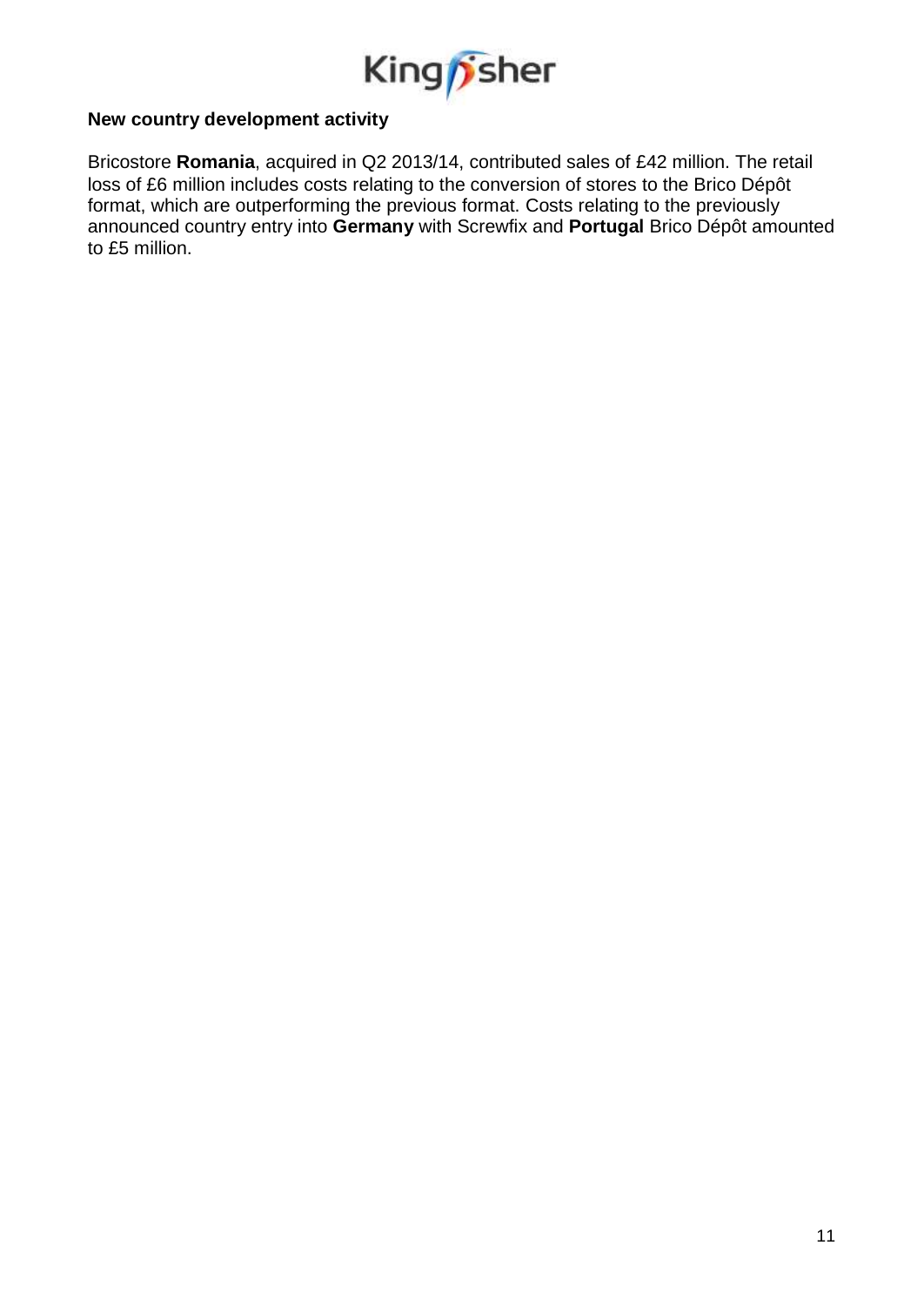### New country development activity

Bricostore **Romania**, acquired in Q2 2013/14, contributed sales of £42 million. The retail loss of £6 million includes costs relating to the conversion of stores to the Brico Dépôt format, which are outperforming the previous format. Costs relating to the previously announced country entry into **Germany** with Screwfix and **Portugal** Brico Dépôt amounted to £5 million.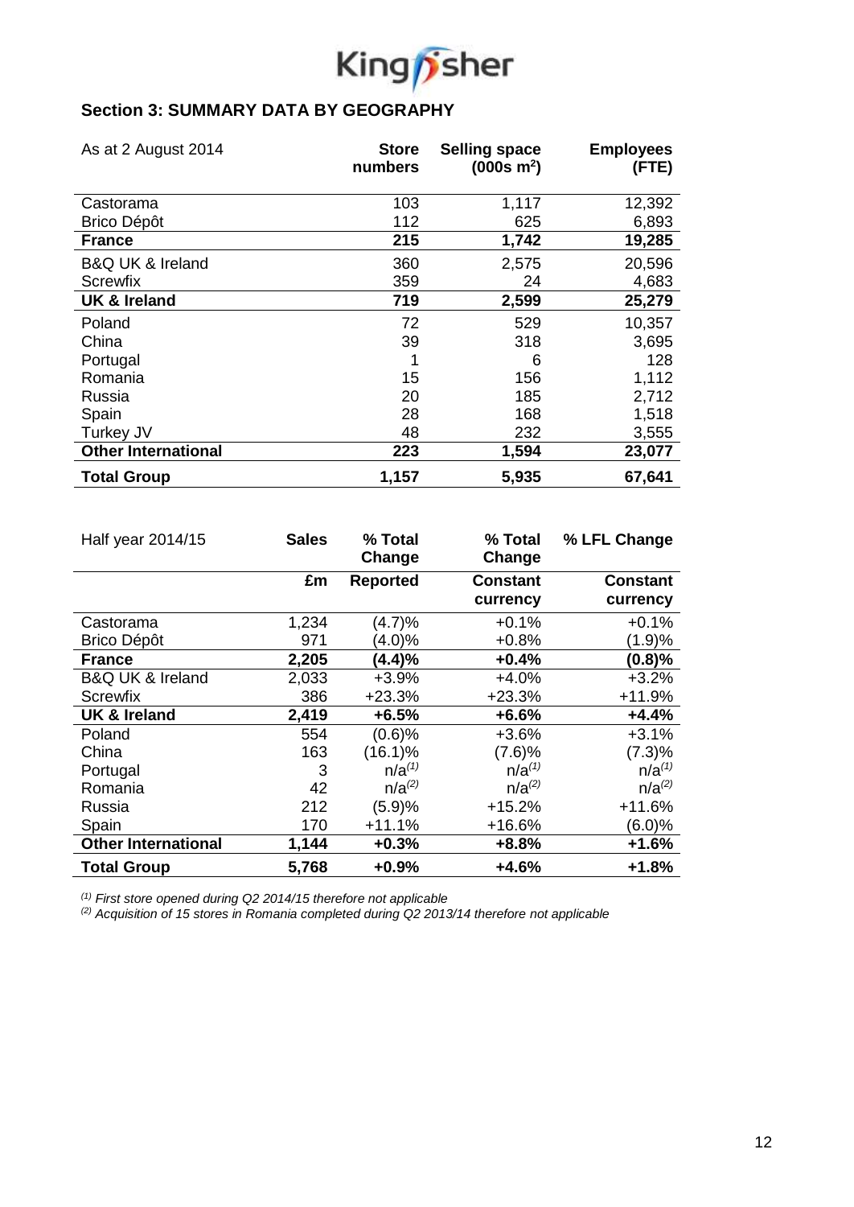## Section 3: SUMMARY DATA BY GEOGRAPHY

| As at 2 August 2014 | Store numbers | Selling space (000s m$^2$) | Employees (FTE) |
|---|---|---|---|
| Castorama | 103 | 1,117 | 12,392 |
| Brico Dépôt | 112 | 625 | 6,893 |
| **France** | **215** | **1,742** | **19,285** |
| B&Q UK & Ireland | 360 | 2,575 | 20,596 |
| Screwfix | 359 | 24 | 4,683 |
| **UK & Ireland** | **719** | **2,599** | **25,279** |
| Poland | 72 | 529 | 10,357 |
| China | 39 | 318 | 3,695 |
| Portugal | 1 | 6 | 128 |
| Romania | 15 | 156 | 1,112 |
| Russia | 20 | 185 | 2,712 |
| Spain | 28 | 168 | 1,518 |
| Turkey JV | 48 | 232 | 3,555 |
| **Other International** | **223** | **1,594** | **23,077** |
| **Total Group** | **1,157** | **5,935** | **67,641** |

| Half year 2014/15 | Sales | % Total Change | % Total Change | % LFL Change |
|---|---|---|---|---|
| | £m | Reported | Constant currency | Constant currency |
| Castorama | 1,234 | (4.7)% | +0.1% | +0.1% |
| Brico Dépôt | 971 | (4.0)% | +0.8% | (1.9)% |
| **France** | **2,205** | **(4.4)%** | **+0.4%** | **(0.8)%** |
| B&Q UK & Ireland | 2,033 | +3.9% | +4.0% | +3.2% |
| Screwfix | 386 | +23.3% | +23.3% | +11.9% |
| **UK & Ireland** | **2,419** | **+6.5%** | **+6.6%** | **+4.4%** |
| Poland | 554 | (0.6)% | +3.6% | +3.1% |
| China | 163 | (16.1)% | (7.6)% | (7.3)% |
| Portugal | 3 | n/a(1) | n/a(1) | n/a(1) |
| Romania | 42 | n/a(2) | n/a(2) | n/a(2) |
| Russia | 212 | (5.9)% | +15.2% | +11.6% |
| Spain | 170 | +11.1% | +16.6% | (6.0)% |
| **Other International** | **1,144** | **+0.3%** | **+8.8%** | **+1.6%** |
| **Total Group** | **5,768** | **+0.9%** | **+4.6%** | **+1.8%** |

*(1) First store opened during Q2 2014/15 therefore not applicable*
*(2) Acquisition of 15 stores in Romania completed during Q2 2013/14 therefore not applicable*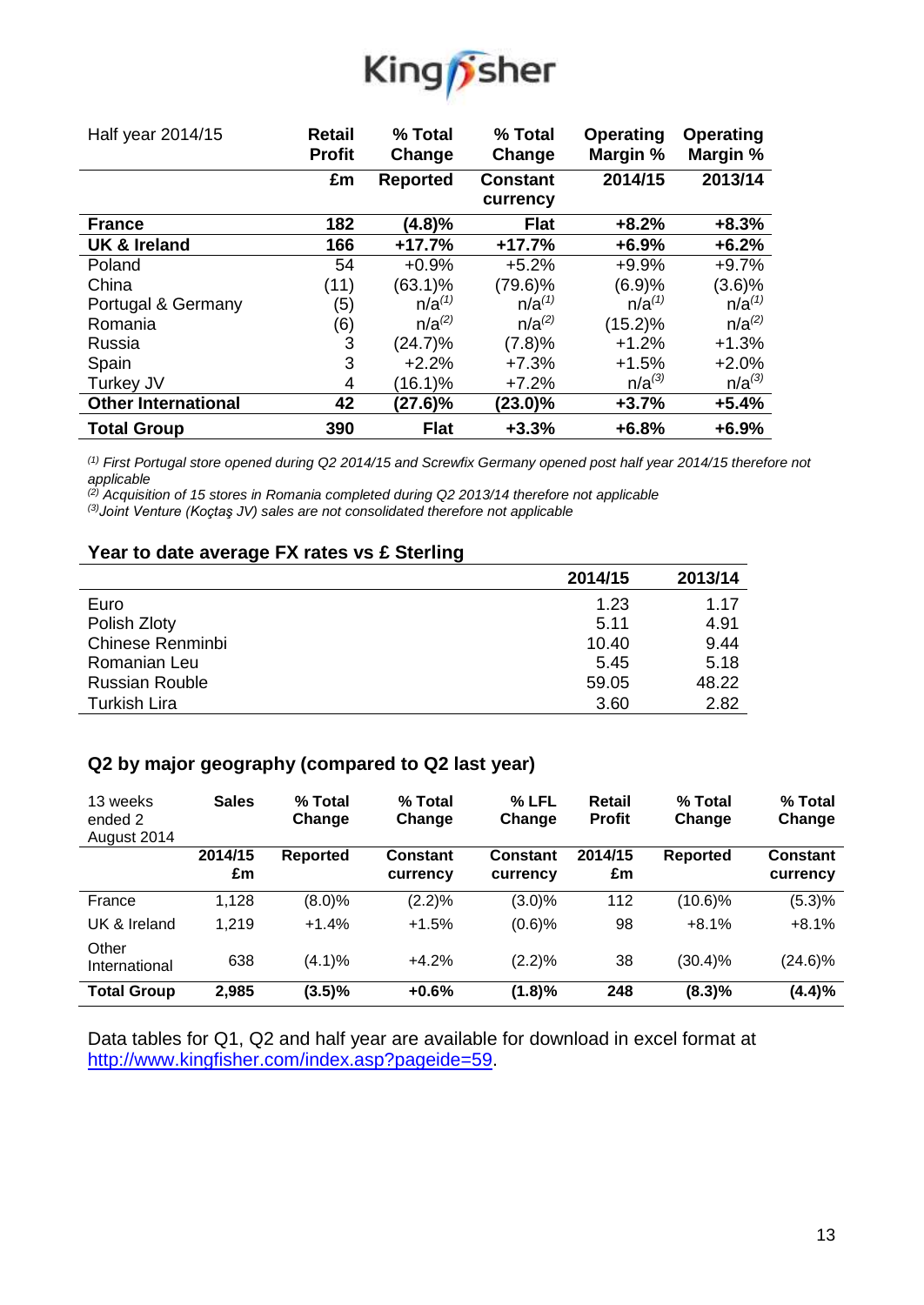| Half year 2014/15 | Retail Profit | % Total Change | % Total Change | Operating Margin % | Operating Margin % |
|---|---|---|---|---|---|
| | £m | Reported | Constant currency | 2014/15 | 2013/14 |
| **France** | **182** | **(4.8)%** | **Flat** | **+8.2%** | **+8.3%** |
| **UK & Ireland** | **166** | **+17.7%** | **+17.7%** | **+6.9%** | **+6.2%** |
| Poland | 54 | +0.9% | +5.2% | +9.9% | +9.7% |
| China | (11) | (63.1)% | (79.6)% | (6.9)% | (3.6)% |
| Portugal & Germany | (5) | n/a[(1)] | n/a[(1)] | n/a[(1)] | n/a[(1)] |
| Romania | (6) | n/a[(2)] | n/a[(2)] | (15.2)% | n/a[(2)] |
| Russia | 3 | (24.7)% | (7.8)% | +1.2% | +1.3% |
| Spain | 3 | +2.2% | +7.3% | +1.5% | +2.0% |
| Turkey JV | 4 | (16.1)% | +7.2% | n/a[(3)] | n/a[(3)] |
| **Other International** | **42** | **(27.6)%** | **(23.0)%** | **+3.7%** | **+5.4%** |
| **Total Group** | **390** | **Flat** | **+3.3%** | **+6.8%** | **+6.9%** |

*[(1)] First Portugal store opened during Q2 2014/15 and Screwfix Germany opened post half year 2014/15 therefore not applicable*
*[(2)] Acquisition of 15 stores in Romania completed during Q2 2013/14 therefore not applicable*
*[(3)] Joint Venture (Koçtaş JV) sales are not consolidated therefore not applicable*

## Year to date average FX rates vs £ Sterling

| | 2014/15 | 2013/14 |
|---|---|---|
| Euro | 1.23 | 1.17 |
| Polish Zloty | 5.11 | 4.91 |
| Chinese Renminbi | 10.40 | 9.44 |
| Romanian Leu | 5.45 | 5.18 |
| Russian Rouble | 59.05 | 48.22 |
| Turkish Lira | 3.60 | 2.82 |

## Q2 by major geography (compared to Q2 last year)

| 13 weeks ended 2 August 2014 | Sales | % Total Change | % Total Change | % LFL Change | Retail Profit | % Total Change | % Total Change |
|---|---|---|---|---|---|---|---|
| | 2014/15 £m | Reported | Constant currency | Constant currency | 2014/15 £m | Reported | Constant currency |
| France | 1,128 | (8.0)% | (2.2)% | (3.0)% | 112 | (10.6)% | (5.3)% |
| UK & Ireland | 1,219 | +1.4% | +1.5% | (0.6)% | 98 | +8.1% | +8.1% |
| Other International | 638 | (4.1)% | +4.2% | (2.2)% | 38 | (30.4)% | (24.6)% |
| **Total Group** | **2,985** | **(3.5)%** | **+0.6%** | **(1.8)%** | **248** | **(8.3)%** | **(4.4)%** |

Data tables for Q1, Q2 and half year are available for download in excel format at http://www.kingfisher.com/index.asp?pageide=59.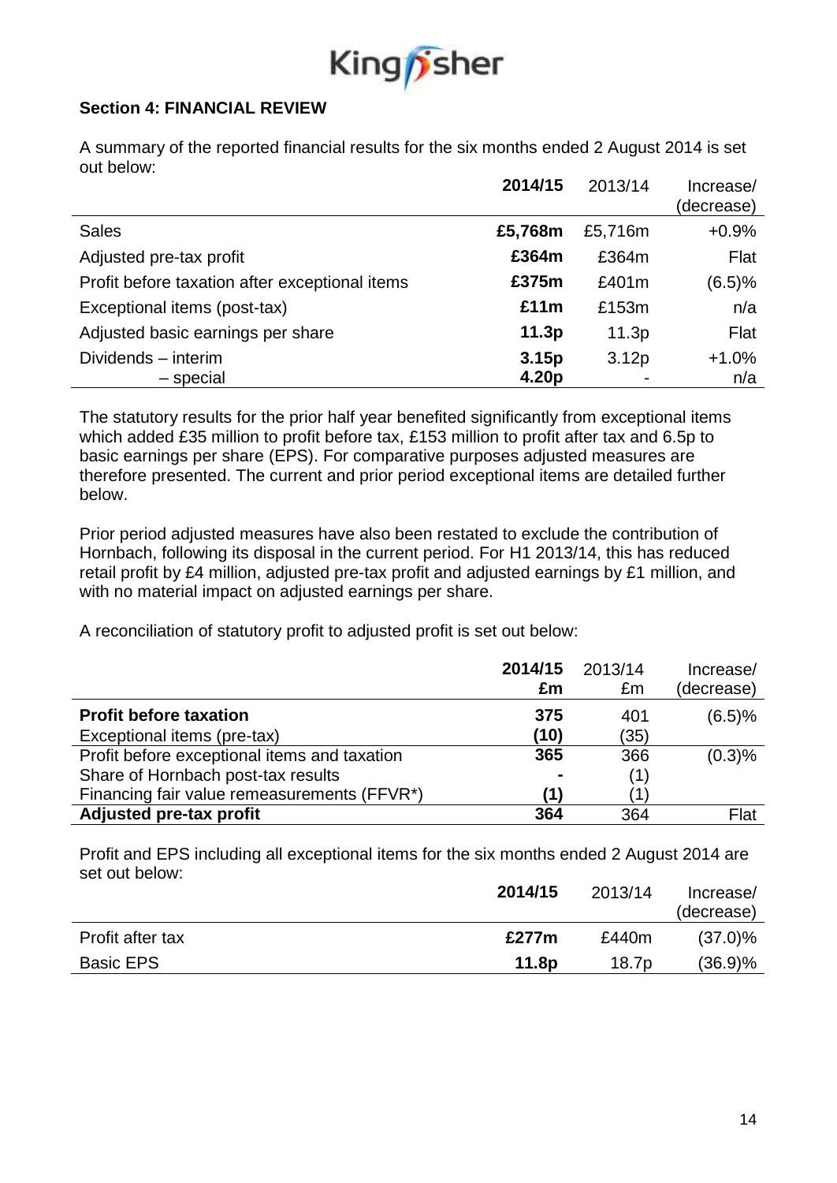**Section 4: FINANCIAL REVIEW**

A summary of the reported financial results for the six months ended 2 August 2014 is set out below:

| | **2014/15** | 2013/14 | Increase/ (decrease) |
|---|---|---|---|
| Sales | **£5,768m** | £5,716m | +0.9% |
| Adjusted pre-tax profit | **£364m** | £364m | Flat |
| Profit before taxation after exceptional items | **£375m** | £401m | (6.5)% |
| Exceptional items (post-tax) | **£11m** | £153m | n/a |
| Adjusted basic earnings per share | **11.3p** | 11.3p | Flat |
| Dividends – interim | **3.15p** | 3.12p | +1.0% |
| – special | **4.20p** | - | n/a |

The statutory results for the prior half year benefited significantly from exceptional items which added £35 million to profit before tax, £153 million to profit after tax and 6.5p to basic earnings per share (EPS). For comparative purposes adjusted measures are therefore presented. The current and prior period exceptional items are detailed further below.

Prior period adjusted measures have also been restated to exclude the contribution of Hornbach, following its disposal in the current period. For H1 2013/14, this has reduced retail profit by £4 million, adjusted pre-tax profit and adjusted earnings by £1 million, and with no material impact on adjusted earnings per share.

A reconciliation of statutory profit to adjusted profit is set out below:

| | **2014/15 £m** | 2013/14 £m | Increase/ (decrease) |
|---|---|---|---|
| **Profit before taxation** | **375** | 401 | (6.5)% |
| Exceptional items (pre-tax) | **(10)** | (35) | |
| Profit before exceptional items and taxation | **365** | 366 | (0.3)% |
| Share of Hornbach post-tax results | **-** | (1) | |
| Financing fair value remeasurements (FFVR*) | **(1)** | (1) | |
| **Adjusted pre-tax profit** | **364** | 364 | Flat |

Profit and EPS including all exceptional items for the six months ended 2 August 2014 are set out below:

| | **2014/15** | 2013/14 | Increase/ (decrease) |
|---|---|---|---|
| Profit after tax | **£277m** | £440m | (37.0)% |
| Basic EPS | **11.8p** | 18.7p | (36.9)% |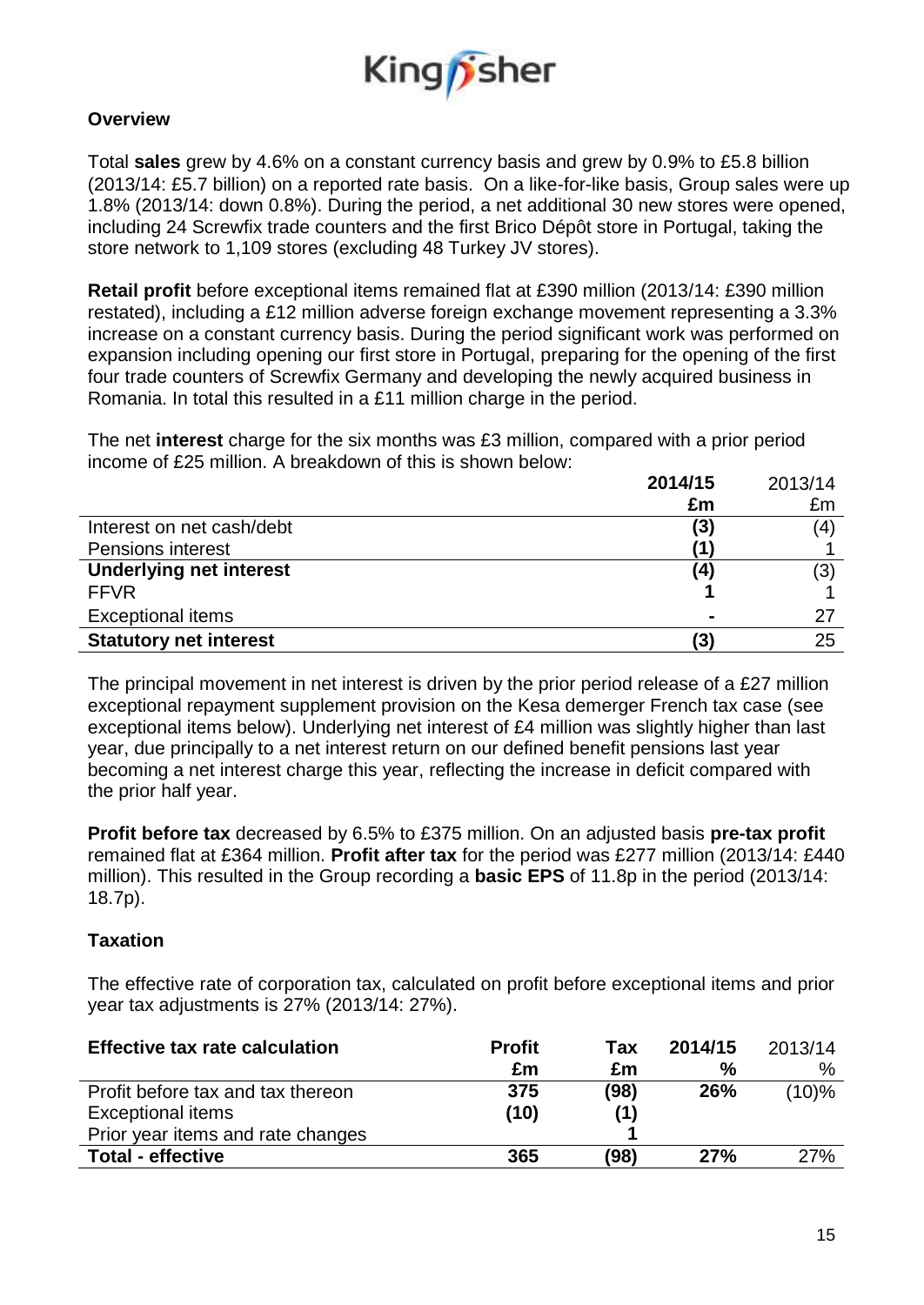## Overview

Total **sales** grew by 4.6% on a constant currency basis and grew by 0.9% to £5.8 billion (2013/14: £5.7 billion) on a reported rate basis. On a like-for-like basis, Group sales were up 1.8% (2013/14: down 0.8%). During the period, a net additional 30 new stores were opened, including 24 Screwfix trade counters and the first Brico Dépôt store in Portugal, taking the store network to 1,109 stores (excluding 48 Turkey JV stores).

**Retail profit** before exceptional items remained flat at £390 million (2013/14: £390 million restated), including a £12 million adverse foreign exchange movement representing a 3.3% increase on a constant currency basis. During the period significant work was performed on expansion including opening our first store in Portugal, preparing for the opening of the first four trade counters of Screwfix Germany and developing the newly acquired business in Romania. In total this resulted in a £11 million charge in the period.

The net **interest** charge for the six months was £3 million, compared with a prior period income of £25 million. A breakdown of this is shown below:

| | **2014/15** | 2013/14 |
|---|---|---|
| | **£m** | £m |
| Interest on net cash/debt | **(3)** | (4) |
| Pensions interest | **(1)** | 1 |
| **Underlying net interest** | **(4)** | (3) |
| FFVR | **1** | 1 |
| Exceptional items | **-** | 27 |
| **Statutory net interest** | **(3)** | 25 |

The principal movement in net interest is driven by the prior period release of a £27 million exceptional repayment supplement provision on the Kesa demerger French tax case (see exceptional items below). Underlying net interest of £4 million was slightly higher than last year, due principally to a net interest return on our defined benefit pensions last year becoming a net interest charge this year, reflecting the increase in deficit compared with the prior half year.

**Profit before tax** decreased by 6.5% to £375 million. On an adjusted basis **pre-tax profit** remained flat at £364 million. **Profit after tax** for the period was £277 million (2013/14: £440 million). This resulted in the Group recording a **basic EPS** of 11.8p in the period (2013/14: 18.7p).

## Taxation

The effective rate of corporation tax, calculated on profit before exceptional items and prior year tax adjustments is 27% (2013/14: 27%).

| **Effective tax rate calculation** | **Profit** | **Tax** | **2014/15** | 2013/14 |
|---|---|---|---|---|
| | **£m** | **£m** | **%** | % |
| Profit before tax and tax thereon | **375** | **(98)** | **26%** | (10)% |
| Exceptional items | **(10)** | **(1)** | | |
| Prior year items and rate changes | | **1** | | |
| **Total - effective** | **365** | **(98)** | **27%** | 27% |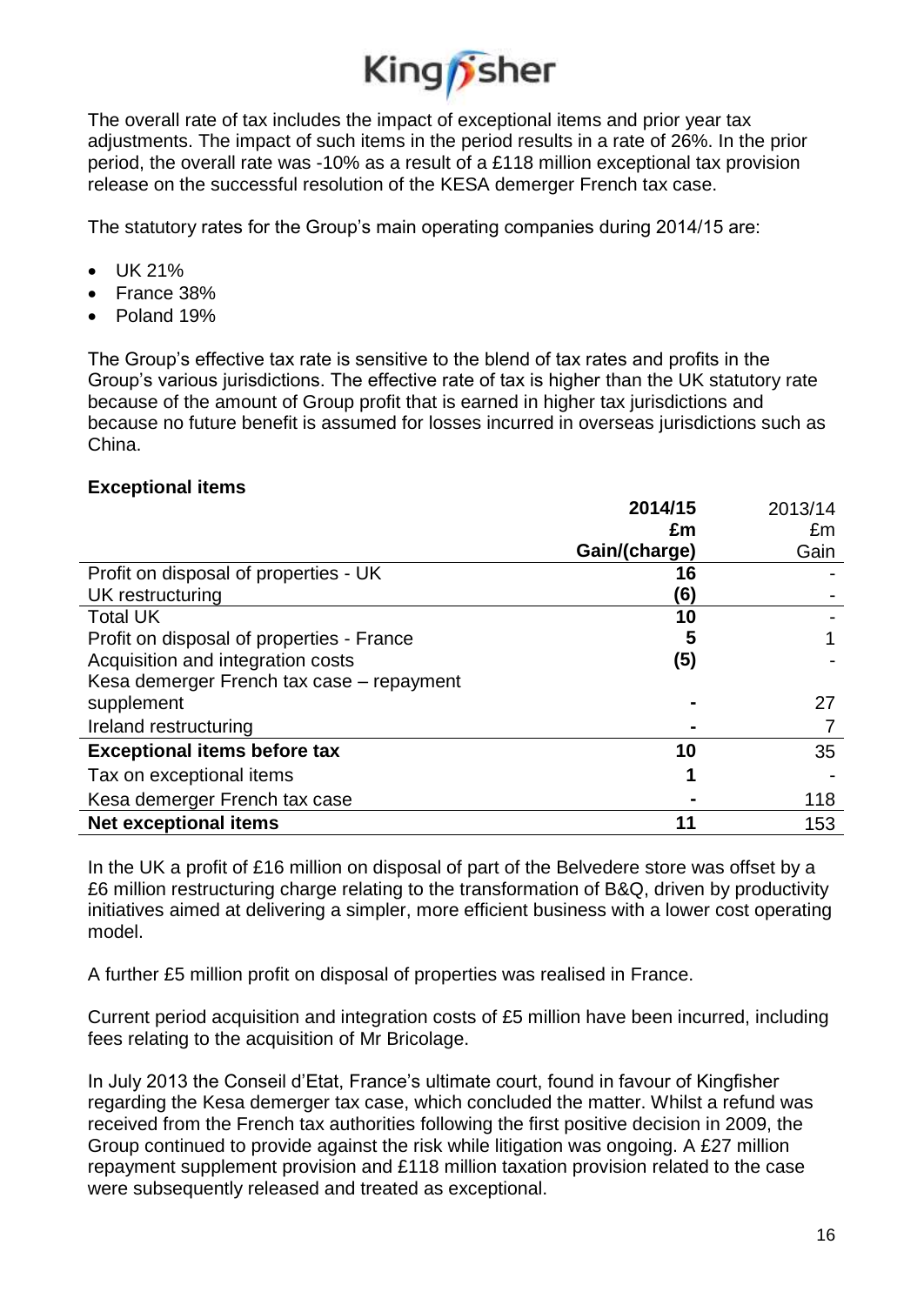The overall rate of tax includes the impact of exceptional items and prior year tax adjustments. The impact of such items in the period results in a rate of 26%. In the prior period, the overall rate was -10% as a result of a £118 million exceptional tax provision release on the successful resolution of the KESA demerger French tax case.

The statutory rates for the Group's main operating companies during 2014/15 are:

- UK 21%
- France 38%
- Poland 19%

The Group's effective tax rate is sensitive to the blend of tax rates and profits in the Group's various jurisdictions. The effective rate of tax is higher than the UK statutory rate because of the amount of Group profit that is earned in higher tax jurisdictions and because no future benefit is assumed for losses incurred in overseas jurisdictions such as China.

**Exceptional items**

| | **2014/15 £m Gain/(charge)** | 2013/14 £m Gain |
|---|---|---|
| Profit on disposal of properties - UK | **16** | - |
| UK restructuring | **(6)** | - |
| Total UK | **10** | - |
| Profit on disposal of properties - France | **5** | 1 |
| Acquisition and integration costs | **(5)** | - |
| Kesa demerger French tax case – repayment supplement | **-** | 27 |
| Ireland restructuring | **-** | 7 |
| **Exceptional items before tax** | **10** | 35 |
| Tax on exceptional items | **1** | - |
| Kesa demerger French tax case | **-** | 118 |
| **Net exceptional items** | **11** | 153 |

In the UK a profit of £16 million on disposal of part of the Belvedere store was offset by a £6 million restructuring charge relating to the transformation of B&Q, driven by productivity initiatives aimed at delivering a simpler, more efficient business with a lower cost operating model.

A further £5 million profit on disposal of properties was realised in France.

Current period acquisition and integration costs of £5 million have been incurred, including fees relating to the acquisition of Mr Bricolage.

In July 2013 the Conseil d'Etat, France's ultimate court, found in favour of Kingfisher regarding the Kesa demerger tax case, which concluded the matter. Whilst a refund was received from the French tax authorities following the first positive decision in 2009, the Group continued to provide against the risk while litigation was ongoing. A £27 million repayment supplement provision and £118 million taxation provision related to the case were subsequently released and treated as exceptional.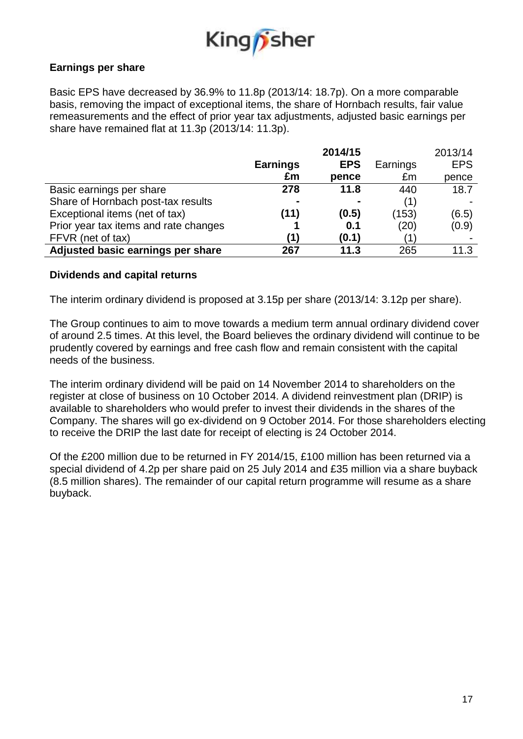## Earnings per share

Basic EPS have decreased by 36.9% to 11.8p (2013/14: 18.7p). On a more comparable basis, removing the impact of exceptional items, the share of Hornbach results, fair value remeasurements and the effect of prior year tax adjustments, adjusted basic earnings per share have remained flat at 11.3p (2013/14: 11.3p).

| | | 2014/15 | | 2013/14 |
|---|---|---|---|---|
| | **Earnings £m** | **EPS pence** | Earnings £m | EPS pence |
| Basic earnings per share | **278** | **11.8** | 440 | 18.7 |
| Share of Hornbach post-tax results | **-** | **-** | (1) | - |
| Exceptional items (net of tax) | **(11)** | **(0.5)** | (153) | (6.5) |
| Prior year tax items and rate changes | **1** | **0.1** | (20) | (0.9) |
| FFVR (net of tax) | **(1)** | **(0.1)** | (1) | - |
| **Adjusted basic earnings per share** | **267** | **11.3** | 265 | 11.3 |

## Dividends and capital returns

The interim ordinary dividend is proposed at 3.15p per share (2013/14: 3.12p per share).

The Group continues to aim to move towards a medium term annual ordinary dividend cover of around 2.5 times. At this level, the Board believes the ordinary dividend will continue to be prudently covered by earnings and free cash flow and remain consistent with the capital needs of the business.

The interim ordinary dividend will be paid on 14 November 2014 to shareholders on the register at close of business on 10 October 2014. A dividend reinvestment plan (DRIP) is available to shareholders who would prefer to invest their dividends in the shares of the Company. The shares will go ex-dividend on 9 October 2014. For those shareholders electing to receive the DRIP the last date for receipt of electing is 24 October 2014.

Of the £200 million due to be returned in FY 2014/15, £100 million has been returned via a special dividend of 4.2p per share paid on 25 July 2014 and £35 million via a share buyback (8.5 million shares). The remainder of our capital return programme will resume as a share buyback.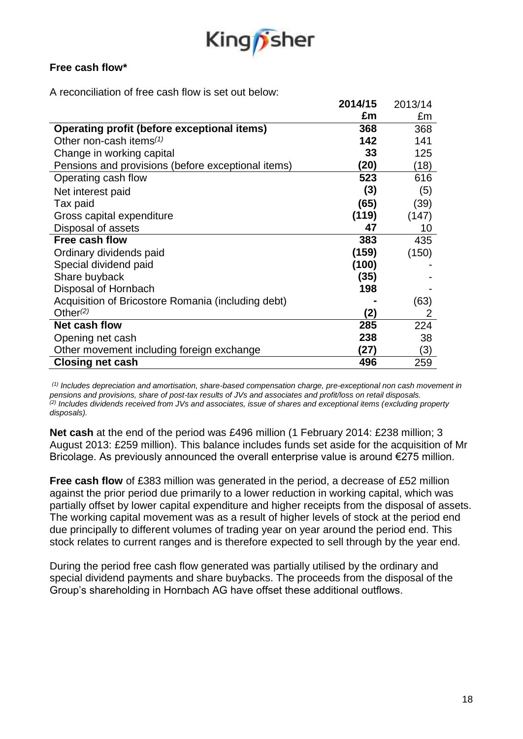**Free cash flow***

A reconciliation of free cash flow is set out below:

| | 2014/15 £m | 2013/14 £m |
|---|---|---|
| **Operating profit (before exceptional items)** | **368** | 368 |
| Other non-cash items(1) | **142** | 141 |
| Change in working capital | **33** | 125 |
| Pensions and provisions (before exceptional items) | **(20)** | (18) |
| Operating cash flow | **523** | 616 |
| Net interest paid | **(3)** | (5) |
| Tax paid | **(65)** | (39) |
| Gross capital expenditure | **(119)** | (147) |
| Disposal of assets | **47** | 10 |
| **Free cash flow** | **383** | 435 |
| Ordinary dividends paid | **(159)** | (150) |
| Special dividend paid | **(100)** | - |
| Share buyback | **(35)** | - |
| Disposal of Hornbach | **198** | - |
| Acquisition of Bricostore Romania (including debt) | **-** | (63) |
| Other(2) | **(2)** | 2 |
| **Net cash flow** | **285** | 224 |
| Opening net cash | **238** | 38 |
| Other movement including foreign exchange | **(27)** | (3) |
| **Closing net cash** | **496** | 259 |

*(1) Includes depreciation and amortisation, share-based compensation charge, pre-exceptional non cash movement in pensions and provisions, share of post-tax results of JVs and associates and profit/loss on retail disposals.*
*(2) Includes dividends received from JVs and associates, issue of shares and exceptional items (excluding property disposals).*

**Net cash** at the end of the period was £496 million (1 February 2014: £238 million; 3 August 2013: £259 million). This balance includes funds set aside for the acquisition of Mr Bricolage. As previously announced the overall enterprise value is around €275 million.

**Free cash flow** of £383 million was generated in the period, a decrease of £52 million against the prior period due primarily to a lower reduction in working capital, which was partially offset by lower capital expenditure and higher receipts from the disposal of assets. The working capital movement was as a result of higher levels of stock at the period end due principally to different volumes of trading year on year around the period end. This stock relates to current ranges and is therefore expected to sell through by the year end.

During the period free cash flow generated was partially utilised by the ordinary and special dividend payments and share buybacks. The proceeds from the disposal of the Group's shareholding in Hornbach AG have offset these additional outflows.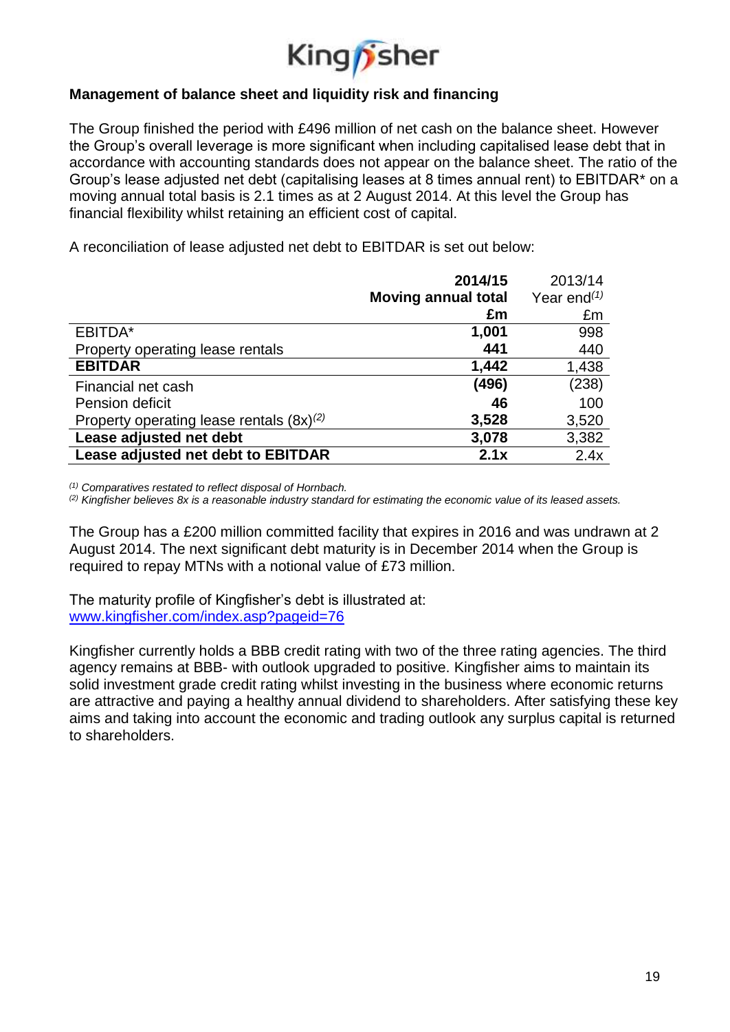## Management of balance sheet and liquidity risk and financing

The Group finished the period with £496 million of net cash on the balance sheet. However the Group's overall leverage is more significant when including capitalised lease debt that in accordance with accounting standards does not appear on the balance sheet. The ratio of the Group's lease adjusted net debt (capitalising leases at 8 times annual rent) to EBITDAR* on a moving annual total basis is 2.1 times as at 2 August 2014. At this level the Group has financial flexibility whilst retaining an efficient cost of capital.

A reconciliation of lease adjusted net debt to EBITDAR is set out below:

| | **2014/15 Moving annual total £m** | 2013/14 Year end[1] £m |
|---|---|---|
| EBITDA* | **1,001** | 998 |
| Property operating lease rentals | **441** | 440 |
| **EBITDAR** | **1,442** | 1,438 |
| Financial net cash | **(496)** | (238) |
| Pension deficit | **46** | 100 |
| Property operating lease rentals (8x)[2] | **3,528** | 3,520 |
| **Lease adjusted net debt** | **3,078** | 3,382 |
| **Lease adjusted net debt to EBITDAR** | **2.1x** | 2.4x |

*[1] Comparatives restated to reflect disposal of Hornbach.*
*[2] Kingfisher believes 8x is a reasonable industry standard for estimating the economic value of its leased assets.*

The Group has a £200 million committed facility that expires in 2016 and was undrawn at 2 August 2014. The next significant debt maturity is in December 2014 when the Group is required to repay MTNs with a notional value of £73 million.

The maturity profile of Kingfisher's debt is illustrated at:
[www.kingfisher.com/index.asp?pageid=76](www.kingfisher.com/index.asp?pageid=76)

Kingfisher currently holds a BBB credit rating with two of the three rating agencies. The third agency remains at BBB- with outlook upgraded to positive. Kingfisher aims to maintain its solid investment grade credit rating whilst investing in the business where economic returns are attractive and paying a healthy annual dividend to shareholders. After satisfying these key aims and taking into account the economic and trading outlook any surplus capital is returned to shareholders.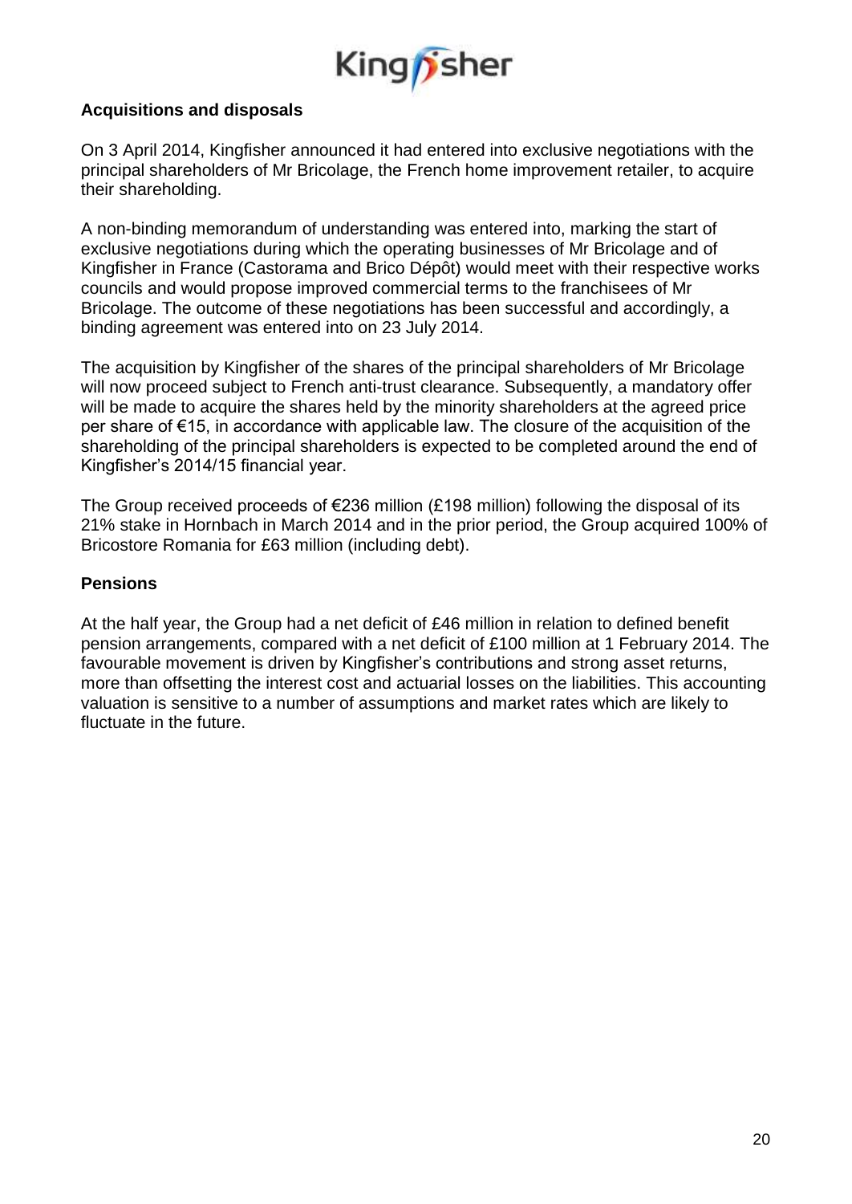## Acquisitions and disposals

On 3 April 2014, Kingfisher announced it had entered into exclusive negotiations with the principal shareholders of Mr Bricolage, the French home improvement retailer, to acquire their shareholding.

A non-binding memorandum of understanding was entered into, marking the start of exclusive negotiations during which the operating businesses of Mr Bricolage and of Kingfisher in France (Castorama and Brico Dépôt) would meet with their respective works councils and would propose improved commercial terms to the franchisees of Mr Bricolage. The outcome of these negotiations has been successful and accordingly, a binding agreement was entered into on 23 July 2014.

The acquisition by Kingfisher of the shares of the principal shareholders of Mr Bricolage will now proceed subject to French anti-trust clearance. Subsequently, a mandatory offer will be made to acquire the shares held by the minority shareholders at the agreed price per share of €15, in accordance with applicable law. The closure of the acquisition of the shareholding of the principal shareholders is expected to be completed around the end of Kingfisher's 2014/15 financial year.

The Group received proceeds of €236 million (£198 million) following the disposal of its 21% stake in Hornbach in March 2014 and in the prior period, the Group acquired 100% of Bricostore Romania for £63 million (including debt).

## Pensions

At the half year, the Group had a net deficit of £46 million in relation to defined benefit pension arrangements, compared with a net deficit of £100 million at 1 February 2014. The favourable movement is driven by Kingfisher's contributions and strong asset returns, more than offsetting the interest cost and actuarial losses on the liabilities. This accounting valuation is sensitive to a number of assumptions and market rates which are likely to fluctuate in the future.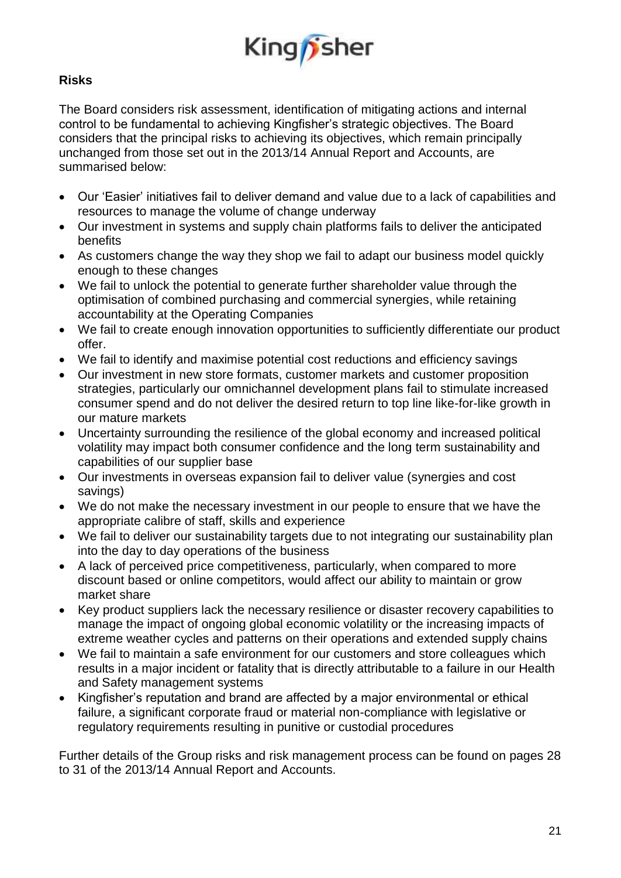## Risks

The Board considers risk assessment, identification of mitigating actions and internal control to be fundamental to achieving Kingfisher's strategic objectives. The Board considers that the principal risks to achieving its objectives, which remain principally unchanged from those set out in the 2013/14 Annual Report and Accounts, are summarised below:

- Our 'Easier' initiatives fail to deliver demand and value due to a lack of capabilities and resources to manage the volume of change underway
- Our investment in systems and supply chain platforms fails to deliver the anticipated benefits
- As customers change the way they shop we fail to adapt our business model quickly enough to these changes
- We fail to unlock the potential to generate further shareholder value through the optimisation of combined purchasing and commercial synergies, while retaining accountability at the Operating Companies
- We fail to create enough innovation opportunities to sufficiently differentiate our product offer.
- We fail to identify and maximise potential cost reductions and efficiency savings
- Our investment in new store formats, customer markets and customer proposition strategies, particularly our omnichannel development plans fail to stimulate increased consumer spend and do not deliver the desired return to top line like-for-like growth in our mature markets
- Uncertainty surrounding the resilience of the global economy and increased political volatility may impact both consumer confidence and the long term sustainability and capabilities of our supplier base
- Our investments in overseas expansion fail to deliver value (synergies and cost savings)
- We do not make the necessary investment in our people to ensure that we have the appropriate calibre of staff, skills and experience
- We fail to deliver our sustainability targets due to not integrating our sustainability plan into the day to day operations of the business
- A lack of perceived price competitiveness, particularly, when compared to more discount based or online competitors, would affect our ability to maintain or grow market share
- Key product suppliers lack the necessary resilience or disaster recovery capabilities to manage the impact of ongoing global economic volatility or the increasing impacts of extreme weather cycles and patterns on their operations and extended supply chains
- We fail to maintain a safe environment for our customers and store colleagues which results in a major incident or fatality that is directly attributable to a failure in our Health and Safety management systems
- Kingfisher's reputation and brand are affected by a major environmental or ethical failure, a significant corporate fraud or material non-compliance with legislative or regulatory requirements resulting in punitive or custodial procedures

Further details of the Group risks and risk management process can be found on pages 28 to 31 of the 2013/14 Annual Report and Accounts.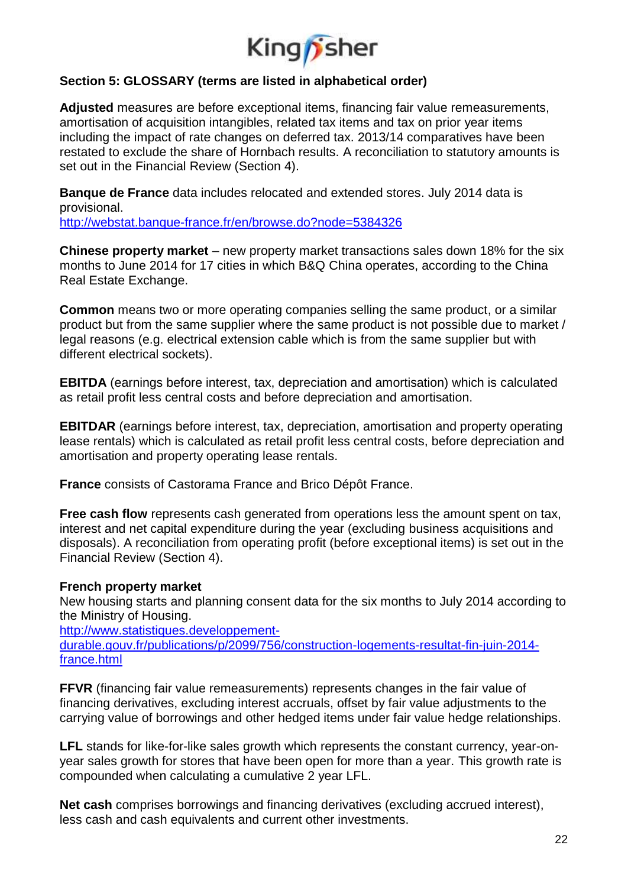## Section 5: GLOSSARY (terms are listed in alphabetical order)

**Adjusted** measures are before exceptional items, financing fair value remeasurements, amortisation of acquisition intangibles, related tax items and tax on prior year items including the impact of rate changes on deferred tax. 2013/14 comparatives have been restated to exclude the share of Hornbach results. A reconciliation to statutory amounts is set out in the Financial Review (Section 4).

**Banque de France** data includes relocated and extended stores. July 2014 data is provisional.
http://webstat.banque-france.fr/en/browse.do?node=5384326

**Chinese property market** – new property market transactions sales down 18% for the six months to June 2014 for 17 cities in which B&Q China operates, according to the China Real Estate Exchange.

**Common** means two or more operating companies selling the same product, or a similar product but from the same supplier where the same product is not possible due to market / legal reasons (e.g. electrical extension cable which is from the same supplier but with different electrical sockets).

**EBITDA** (earnings before interest, tax, depreciation and amortisation) which is calculated as retail profit less central costs and before depreciation and amortisation.

**EBITDAR** (earnings before interest, tax, depreciation, amortisation and property operating lease rentals) which is calculated as retail profit less central costs, before depreciation and amortisation and property operating lease rentals.

**France** consists of Castorama France and Brico Dépôt France.

**Free cash flow** represents cash generated from operations less the amount spent on tax, interest and net capital expenditure during the year (excluding business acquisitions and disposals). A reconciliation from operating profit (before exceptional items) is set out in the Financial Review (Section 4).

**French property market**
New housing starts and planning consent data for the six months to July 2014 according to the Ministry of Housing.
http://www.statistiques.developpement-durable.gouv.fr/publications/p/2099/756/construction-logements-resultat-fin-juin-2014-france.html

**FFVR** (financing fair value remeasurements) represents changes in the fair value of financing derivatives, excluding interest accruals, offset by fair value adjustments to the carrying value of borrowings and other hedged items under fair value hedge relationships.

**LFL** stands for like-for-like sales growth which represents the constant currency, year-on-year sales growth for stores that have been open for more than a year. This growth rate is compounded when calculating a cumulative 2 year LFL.

**Net cash** comprises borrowings and financing derivatives (excluding accrued interest), less cash and cash equivalents and current other investments.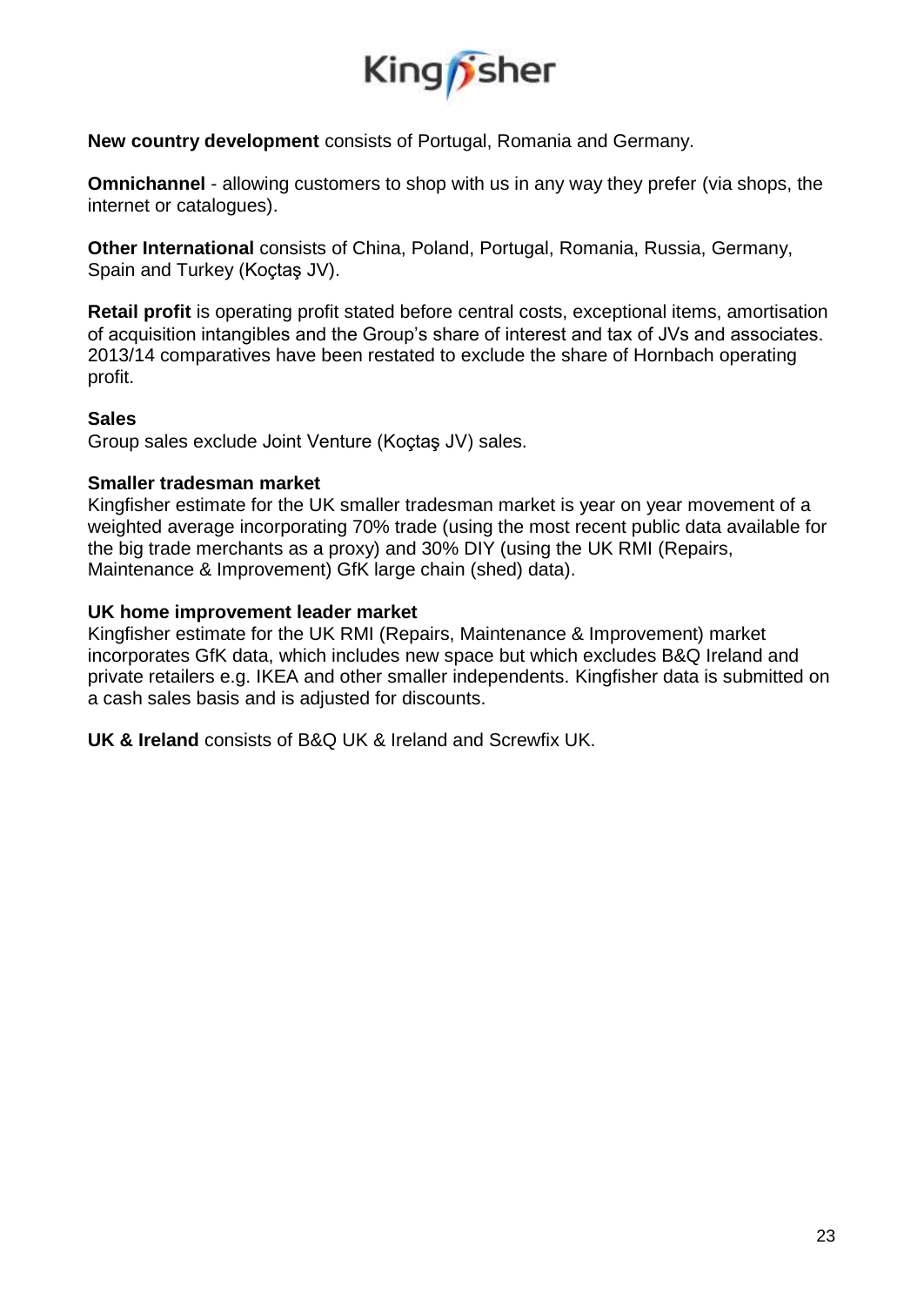**New country development** consists of Portugal, Romania and Germany.

**Omnichannel** - allowing customers to shop with us in any way they prefer (via shops, the internet or catalogues).

**Other International** consists of China, Poland, Portugal, Romania, Russia, Germany, Spain and Turkey (Koçtaş JV).

**Retail profit** is operating profit stated before central costs, exceptional items, amortisation of acquisition intangibles and the Group's share of interest and tax of JVs and associates. 2013/14 comparatives have been restated to exclude the share of Hornbach operating profit.

**Sales**

Group sales exclude Joint Venture (Koçtaş JV) sales.

**Smaller tradesman market**

Kingfisher estimate for the UK smaller tradesman market is year on year movement of a weighted average incorporating 70% trade (using the most recent public data available for the big trade merchants as a proxy) and 30% DIY (using the UK RMI (Repairs, Maintenance & Improvement) GfK large chain (shed) data).

**UK home improvement leader market**

Kingfisher estimate for the UK RMI (Repairs, Maintenance & Improvement) market incorporates GfK data, which includes new space but which excludes B&Q Ireland and private retailers e.g. IKEA and other smaller independents. Kingfisher data is submitted on a cash sales basis and is adjusted for discounts.

**UK & Ireland** consists of B&Q UK & Ireland and Screwfix UK.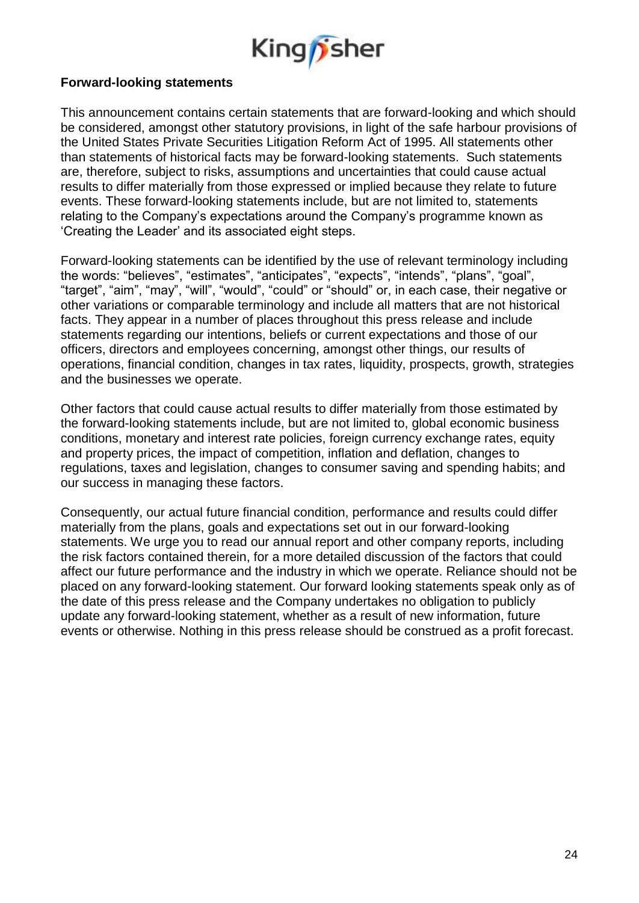**Forward-looking statements**

This announcement contains certain statements that are forward-looking and which should be considered, amongst other statutory provisions, in light of the safe harbour provisions of the United States Private Securities Litigation Reform Act of 1995. All statements other than statements of historical facts may be forward-looking statements. Such statements are, therefore, subject to risks, assumptions and uncertainties that could cause actual results to differ materially from those expressed or implied because they relate to future events. These forward-looking statements include, but are not limited to, statements relating to the Company's expectations around the Company's programme known as 'Creating the Leader' and its associated eight steps.

Forward-looking statements can be identified by the use of relevant terminology including the words: "believes", "estimates", "anticipates", "expects", "intends", "plans", "goal", "target", "aim", "may", "will", "would", "could" or "should" or, in each case, their negative or other variations or comparable terminology and include all matters that are not historical facts. They appear in a number of places throughout this press release and include statements regarding our intentions, beliefs or current expectations and those of our officers, directors and employees concerning, amongst other things, our results of operations, financial condition, changes in tax rates, liquidity, prospects, growth, strategies and the businesses we operate.

Other factors that could cause actual results to differ materially from those estimated by the forward-looking statements include, but are not limited to, global economic business conditions, monetary and interest rate policies, foreign currency exchange rates, equity and property prices, the impact of competition, inflation and deflation, changes to regulations, taxes and legislation, changes to consumer saving and spending habits; and our success in managing these factors.

Consequently, our actual future financial condition, performance and results could differ materially from the plans, goals and expectations set out in our forward-looking statements. We urge you to read our annual report and other company reports, including the risk factors contained therein, for a more detailed discussion of the factors that could affect our future performance and the industry in which we operate. Reliance should not be placed on any forward-looking statement. Our forward looking statements speak only as of the date of this press release and the Company undertakes no obligation to publicly update any forward-looking statement, whether as a result of new information, future events or otherwise. Nothing in this press release should be construed as a profit forecast.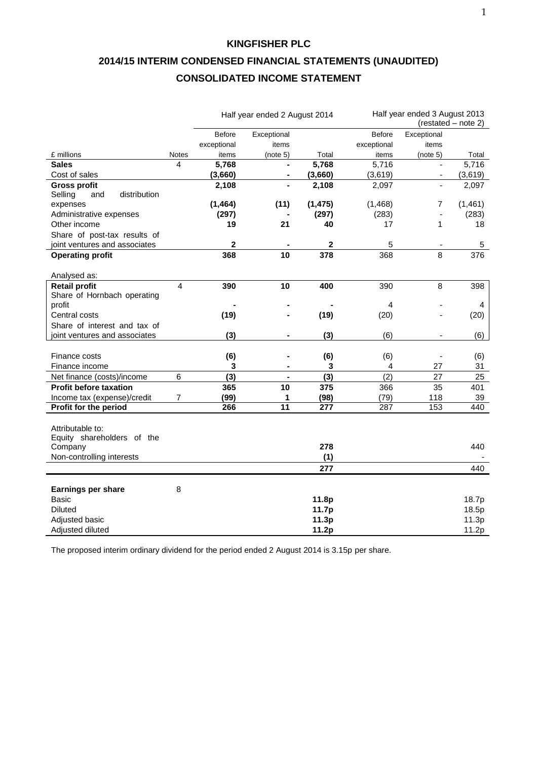# KINGFISHER PLC

## 2014/15 INTERIM CONDENSED FINANCIAL STATEMENTS (UNAUDITED)

## CONSOLIDATED INCOME STATEMENT

| £ millions | Notes | Half year ended 2 August 2014 Before exceptional items | Exceptional items (note 5) | Total | Half year ended 3 August 2013 (restated – note 2) Before exceptional items | Exceptional items (note 5) | Total |
|---|---|---|---|---|---|---|---|
| **Sales** | 4 | **5,768** | **-** | **5,768** | 5,716 | - | 5,716 |
| Cost of sales | | **(3,660)** | **-** | **(3,660)** | (3,619) | - | (3,619) |
| **Gross profit** | | **2,108** | **-** | **2,108** | 2,097 | - | 2,097 |
| Selling and distribution expenses | | **(1,464)** | **(11)** | **(1,475)** | (1,468) | 7 | (1,461) |
| Administrative expenses | | **(297)** | **-** | **(297)** | (283) | - | (283) |
| Other income | | **19** | **21** | **40** | 17 | 1 | 18 |
| Share of post-tax results of joint ventures and associates | | **2** | **-** | **2** | 5 | - | 5 |
| **Operating profit** | | **368** | **10** | **378** | 368 | 8 | 376 |
| | | | | | | | |
| Analysed as: | | | | | | | |
| **Retail profit** | 4 | **390** | **10** | **400** | 390 | 8 | 398 |
| Share of Hornbach operating profit | | **-** | **-** | **-** | 4 | - | 4 |
| Central costs | | **(19)** | **-** | **(19)** | (20) | - | (20) |
| Share of interest and tax of joint ventures and associates | | **(3)** | **-** | **(3)** | (6) | - | (6) |
| | | | | | | | |
| Finance costs | | **(6)** | **-** | **(6)** | (6) | - | (6) |
| Finance income | | **3** | **-** | **3** | 4 | 27 | 31 |
| Net finance (costs)/income | 6 | **(3)** | **-** | **(3)** | (2) | 27 | 25 |
| **Profit before taxation** | | **365** | **10** | **375** | 366 | 35 | 401 |
| Income tax (expense)/credit | 7 | **(99)** | **1** | **(98)** | (79) | 118 | 39 |
| **Profit for the period** | | **266** | **11** | **277** | 287 | 153 | 440 |
| | | | | | | | |
| Attributable to: | | | | | | | |
| Equity shareholders of the Company | | | | **278** | | | 440 |
| Non-controlling interests | | | | **(1)** | | | - |
| | | | | **277** | | | 440 |
| | | | | | | | |
| **Earnings per share** | 8 | | | | | | |
| Basic | | | | **11.8p** | | | 18.7p |
| Diluted | | | | **11.7p** | | | 18.5p |
| Adjusted basic | | | | **11.3p** | | | 11.3p |
| Adjusted diluted | | | | **11.2p** | | | 11.2p |

The proposed interim ordinary dividend for the period ended 2 August 2014 is 3.15p per share.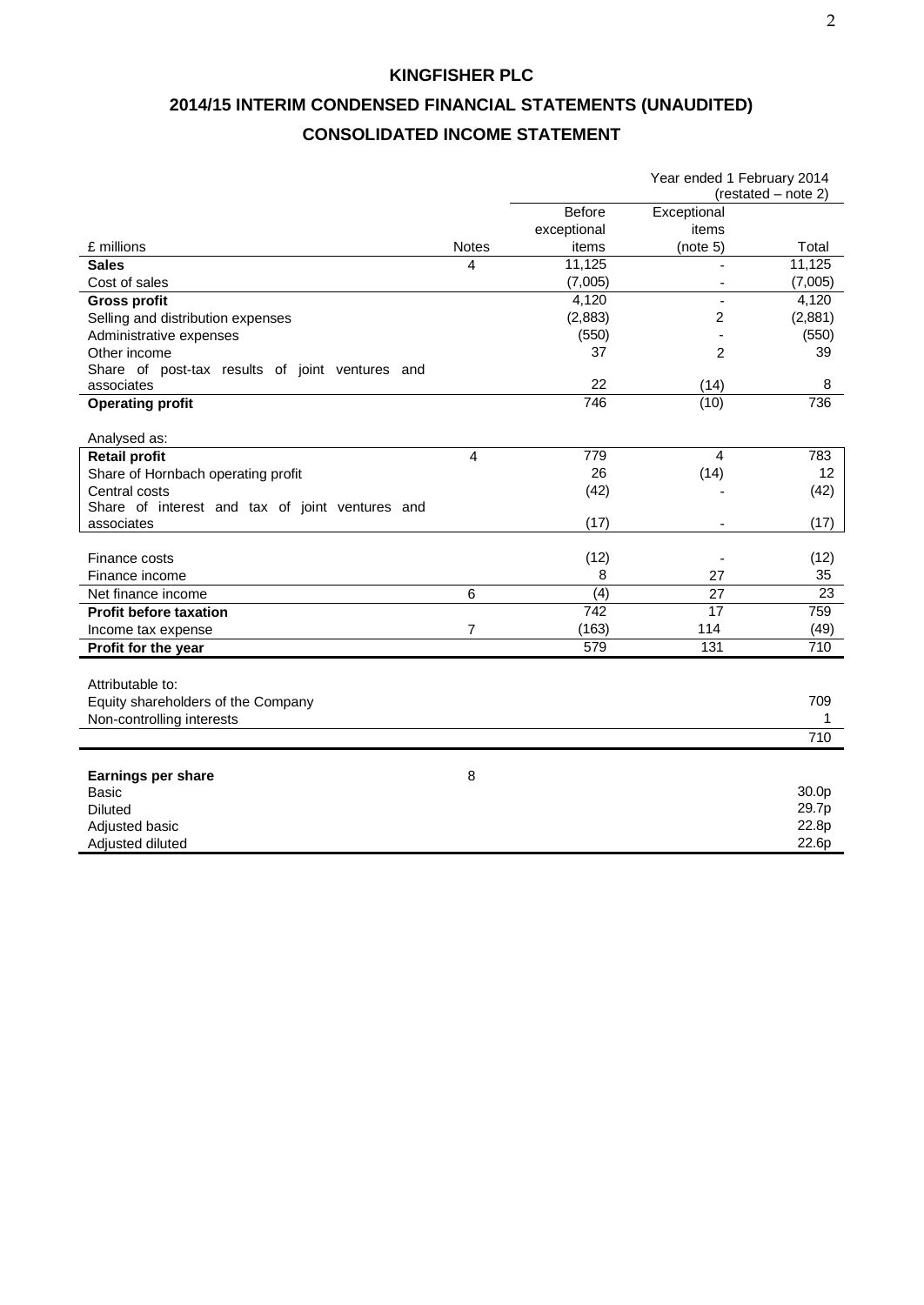# KINGFISHER PLC

## 2014/15 INTERIM CONDENSED FINANCIAL STATEMENTS (UNAUDITED)

## CONSOLIDATED INCOME STATEMENT

| £ millions | Notes | Year ended 1 February 2014 (restated – note 2) Before exceptional items | Exceptional items (note 5) | Total |
|---|---|---|---|---|
| **Sales** | 4 | 11,125 | - | 11,125 |
| Cost of sales | | (7,005) | - | (7,005) |
| **Gross profit** | | 4,120 | - | 4,120 |
| Selling and distribution expenses | | (2,883) | 2 | (2,881) |
| Administrative expenses | | (550) | - | (550) |
| Other income | | 37 | 2 | 39 |
| Share of post-tax results of joint ventures and associates | | 22 | (14) | 8 |
| **Operating profit** | | 746 | (10) | 736 |
| | | | | |
| Analysed as: | | | | |
| **Retail profit** | 4 | 779 | 4 | 783 |
| Share of Hornbach operating profit | | 26 | (14) | 12 |
| Central costs | | (42) | - | (42) |
| Share of interest and tax of joint ventures and associates | | (17) | - | (17) |
| | | | | |
| Finance costs | | (12) | - | (12) |
| Finance income | | 8 | 27 | 35 |
| Net finance income | 6 | (4) | 27 | 23 |
| **Profit before taxation** | | 742 | 17 | 759 |
| Income tax expense | 7 | (163) | 114 | (49) |
| **Profit for the year** | | 579 | 131 | 710 |
| | | | | |
| Attributable to: | | | | |
| Equity shareholders of the Company | | | | 709 |
| Non-controlling interests | | | | 1 |
| | | | | 710 |
| | | | | |
| **Earnings per share** | 8 | | | |
| Basic | | | | 30.0p |
| Diluted | | | | 29.7p |
| Adjusted basic | | | | 22.8p |
| Adjusted diluted | | | | 22.6p |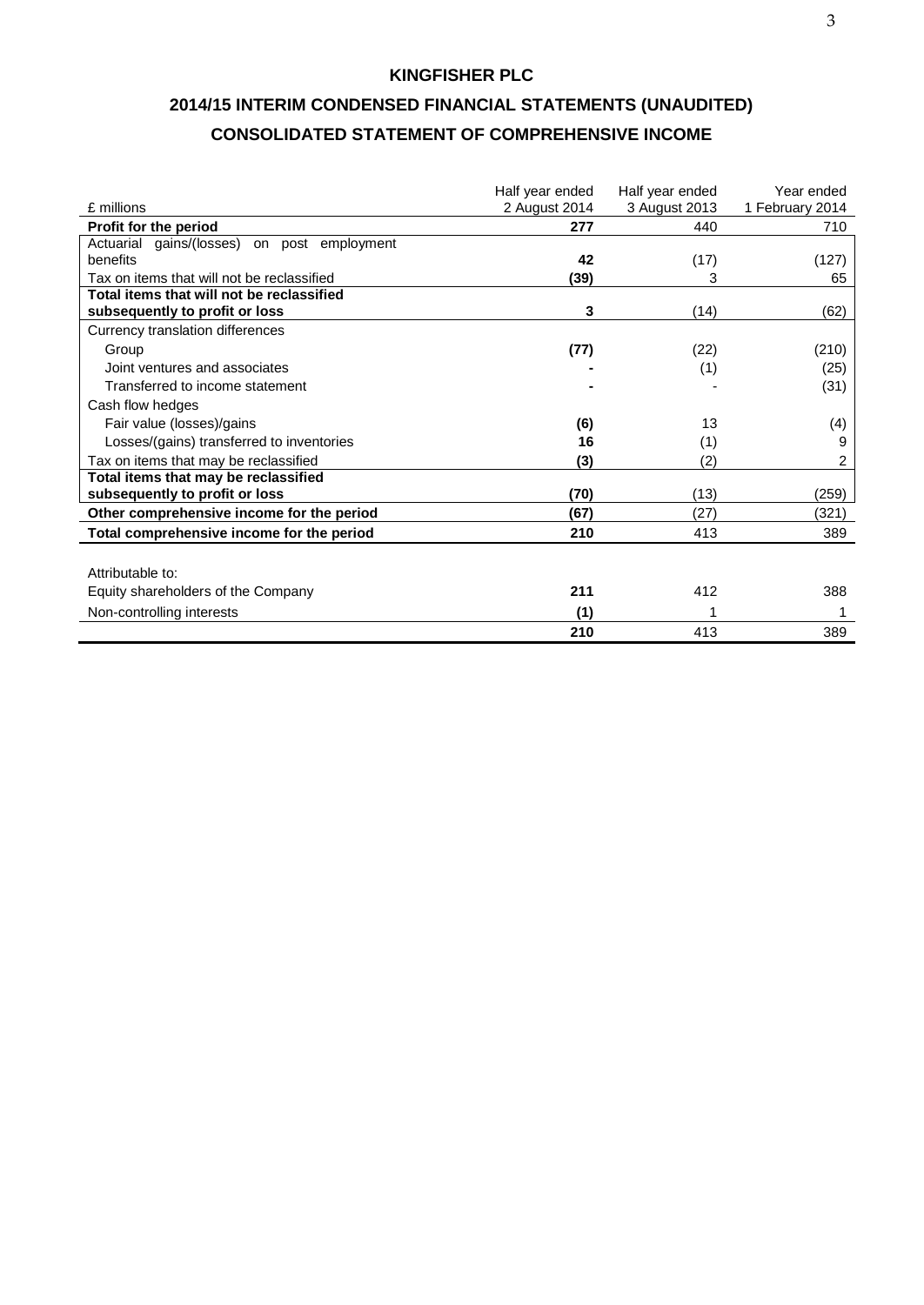# KINGFISHER PLC

## 2014/15 INTERIM CONDENSED FINANCIAL STATEMENTS (UNAUDITED)

## CONSOLIDATED STATEMENT OF COMPREHENSIVE INCOME

| £ millions | Half year ended 2 August 2014 | Half year ended 3 August 2013 | Year ended 1 February 2014 |
|---|---|---|---|
| **Profit for the period** | **277** | 440 | 710 |
| Actuarial gains/(losses) on post employment benefits | **42** | (17) | (127) |
| Tax on items that will not be reclassified | **(39)** | 3 | 65 |
| **Total items that will not be reclassified subsequently to profit or loss** | **3** | (14) | (62) |
| Currency translation differences | | | |
| Group | **(77)** | (22) | (210) |
| Joint ventures and associates | **-** | (1) | (25) |
| Transferred to income statement | **-** | - | (31) |
| Cash flow hedges | | | |
| Fair value (losses)/gains | **(6)** | 13 | (4) |
| Losses/(gains) transferred to inventories | **16** | (1) | 9 |
| Tax on items that may be reclassified | **(3)** | (2) | 2 |
| **Total items that may be reclassified subsequently to profit or loss** | **(70)** | (13) | (259) |
| **Other comprehensive income for the period** | **(67)** | (27) | (321) |
| **Total comprehensive income for the period** | **210** | 413 | 389 |
| | | | |
| Attributable to: | | | |
| Equity shareholders of the Company | **211** | 412 | 388 |
| Non-controlling interests | **(1)** | 1 | 1 |
| | **210** | 413 | 389 |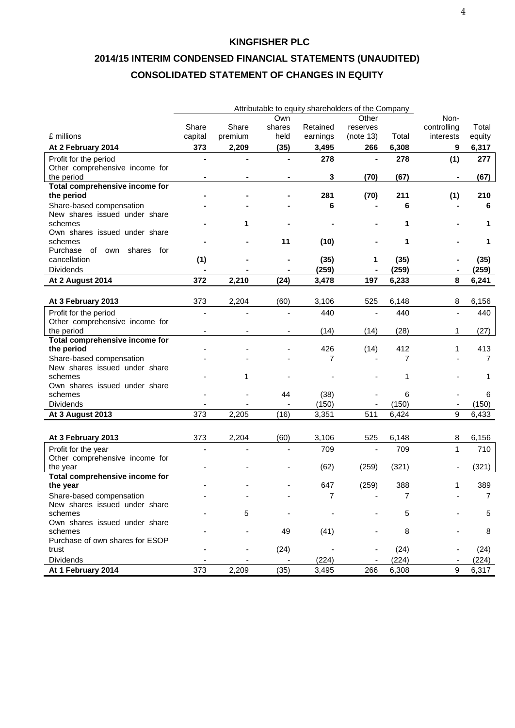# KINGFISHER PLC

## 2014/15 INTERIM CONDENSED FINANCIAL STATEMENTS (UNAUDITED)

## CONSOLIDATED STATEMENT OF CHANGES IN EQUITY

| £ millions | Attributable to equity shareholders of the Company | | | | | | | |
|---|---|---|---|---|---|---|---|---|
| | Share capital | Share premium | Own shares held | Retained earnings | Other reserves (note 13) | Total | Non-controlling interests | Total equity |
| **At 2 February 2014** | **373** | **2,209** | **(35)** | **3,495** | **266** | **6,308** | **9** | **6,317** |
| Profit for the period | **-** | **-** | **-** | **278** | **-** | **278** | **(1)** | **277** |
| Other comprehensive income for the period | **-** | **-** | **-** | **3** | **(70)** | **(67)** | **-** | **(67)** |
| **Total comprehensive income for the period** | **-** | **-** | **-** | **281** | **(70)** | **211** | **(1)** | **210** |
| Share-based compensation | **-** | **-** | **-** | **6** | **-** | **6** | **-** | **6** |
| New shares issued under share schemes | **-** | **1** | **-** | **-** | **-** | **1** | **-** | **1** |
| Own shares issued under share schemes | **-** | **-** | **11** | **(10)** | **-** | **1** | **-** | **1** |
| Purchase of own shares for cancellation | **(1)** | **-** | **-** | **(35)** | **1** | **(35)** | **-** | **(35)** |
| Dividends | **-** | **-** | **-** | **(259)** | **-** | **(259)** | **-** | **(259)** |
| **At 2 August 2014** | **372** | **2,210** | **(24)** | **3,478** | **197** | **6,233** | **8** | **6,241** |
| | | | | | | | | |
| **At 3 February 2013** | 373 | 2,204 | (60) | 3,106 | 525 | 6,148 | 8 | 6,156 |
| Profit for the period | - | - | - | 440 | - | 440 | - | 440 |
| Other comprehensive income for the period | - | - | - | (14) | (14) | (28) | 1 | (27) |
| **Total comprehensive income for the period** | - | - | - | 426 | (14) | 412 | 1 | 413 |
| Share-based compensation | - | - | - | 7 | - | 7 | - | 7 |
| New shares issued under share schemes | - | 1 | - | - | - | 1 | - | 1 |
| Own shares issued under share schemes | - | - | 44 | (38) | - | 6 | - | 6 |
| Dividends | - | - | - | (150) | - | (150) | - | (150) |
| **At 3 August 2013** | 373 | 2,205 | (16) | 3,351 | 511 | 6,424 | 9 | 6,433 |
| | | | | | | | | |
| **At 3 February 2013** | 373 | 2,204 | (60) | 3,106 | 525 | 6,148 | 8 | 6,156 |
| Profit for the year | - | - | - | 709 | - | 709 | 1 | 710 |
| Other comprehensive income for the year | - | - | - | (62) | (259) | (321) | - | (321) |
| **Total comprehensive income for the year** | - | - | - | 647 | (259) | 388 | 1 | 389 |
| Share-based compensation | - | - | - | 7 | - | 7 | - | 7 |
| New shares issued under share schemes | - | 5 | - | - | - | 5 | - | 5 |
| Own shares issued under share schemes | - | - | 49 | (41) | - | 8 | - | 8 |
| Purchase of own shares for ESOP trust | - | - | (24) | - | - | (24) | - | (24) |
| Dividends | - | - | - | (224) | - | (224) | - | (224) |
| **At 1 February 2014** | 373 | 2,209 | (35) | 3,495 | 266 | 6,308 | 9 | 6,317 |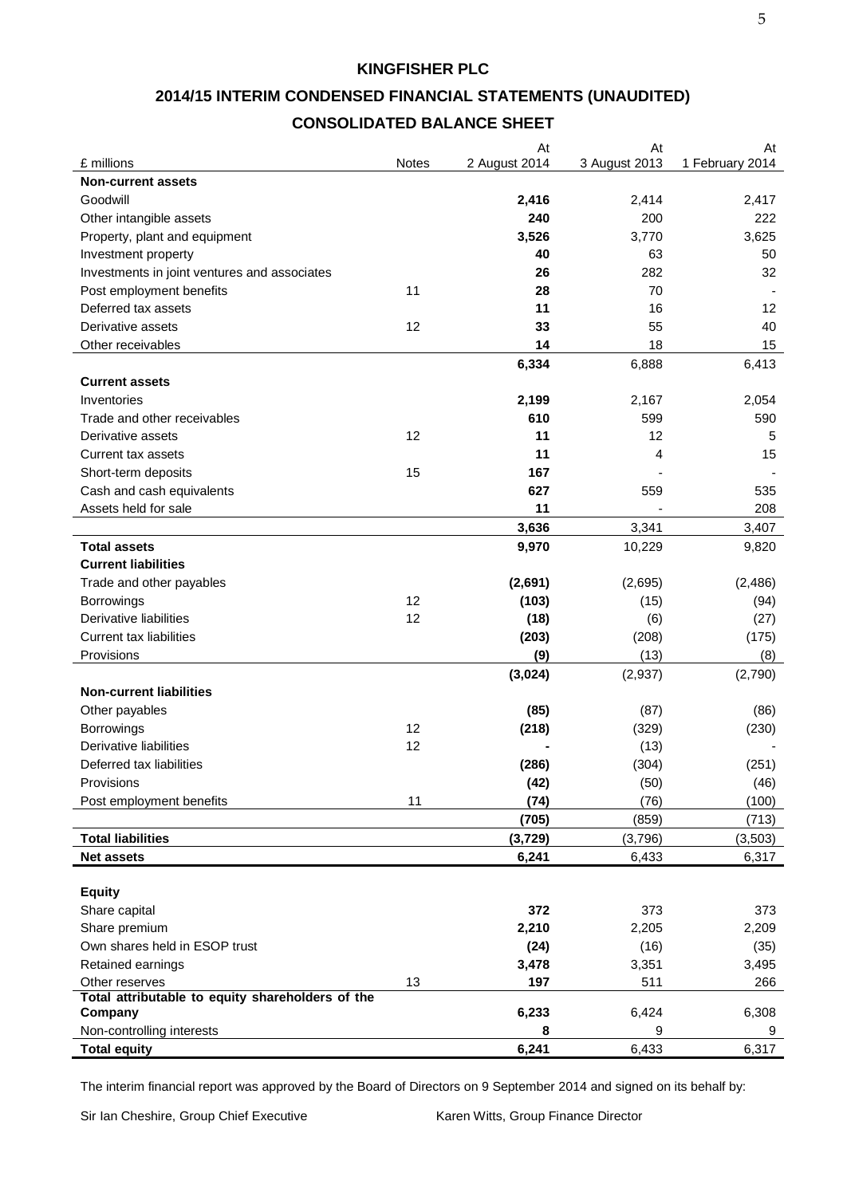# KINGFISHER PLC

## 2014/15 INTERIM CONDENSED FINANCIAL STATEMENTS (UNAUDITED)

## CONSOLIDATED BALANCE SHEET

| £ millions | Notes | At 2 August 2014 | At 3 August 2013 | At 1 February 2014 |
|---|---|---|---|---|
| **Non-current assets** | | | | |
| Goodwill | | **2,416** | 2,414 | 2,417 |
| Other intangible assets | | **240** | 200 | 222 |
| Property, plant and equipment | | **3,526** | 3,770 | 3,625 |
| Investment property | | **40** | 63 | 50 |
| Investments in joint ventures and associates | | **26** | 282 | 32 |
| Post employment benefits | 11 | **28** | 70 | - |
| Deferred tax assets | | **11** | 16 | 12 |
| Derivative assets | 12 | **33** | 55 | 40 |
| Other receivables | | **14** | 18 | 15 |
| | | **6,334** | 6,888 | 6,413 |
| **Current assets** | | | | |
| Inventories | | **2,199** | 2,167 | 2,054 |
| Trade and other receivables | | **610** | 599 | 590 |
| Derivative assets | 12 | **11** | 12 | 5 |
| Current tax assets | | **11** | 4 | 15 |
| Short-term deposits | 15 | **167** | - | - |
| Cash and cash equivalents | | **627** | 559 | 535 |
| Assets held for sale | | **11** | - | 208 |
| | | **3,636** | 3,341 | 3,407 |
| **Total assets** | | **9,970** | 10,229 | 9,820 |
| **Current liabilities** | | | | |
| Trade and other payables | | **(2,691)** | (2,695) | (2,486) |
| Borrowings | 12 | **(103)** | (15) | (94) |
| Derivative liabilities | 12 | **(18)** | (6) | (27) |
| Current tax liabilities | | **(203)** | (208) | (175) |
| Provisions | | **(9)** | (13) | (8) |
| | | **(3,024)** | (2,937) | (2,790) |
| **Non-current liabilities** | | | | |
| Other payables | | **(85)** | (87) | (86) |
| Borrowings | 12 | **(218)** | (329) | (230) |
| Derivative liabilities | 12 | **-** | (13) | - |
| Deferred tax liabilities | | **(286)** | (304) | (251) |
| Provisions | | **(42)** | (50) | (46) |
| Post employment benefits | 11 | **(74)** | (76) | (100) |
| | | **(705)** | (859) | (713) |
| **Total liabilities** | | **(3,729)** | (3,796) | (3,503) |
| **Net assets** | | **6,241** | 6,433 | 6,317 |
| | | | | |
| **Equity** | | | | |
| Share capital | | **372** | 373 | 373 |
| Share premium | | **2,210** | 2,205 | 2,209 |
| Own shares held in ESOP trust | | **(24)** | (16) | (35) |
| Retained earnings | | **3,478** | 3,351 | 3,495 |
| Other reserves | 13 | **197** | 511 | 266 |
| **Total attributable to equity shareholders of the Company** | | **6,233** | 6,424 | 6,308 |
| Non-controlling interests | | **8** | 9 | 9 |
| **Total equity** | | **6,241** | 6,433 | 6,317 |

The interim financial report was approved by the Board of Directors on 9 September 2014 and signed on its behalf by:

Sir Ian Cheshire, Group Chief Executive

Karen Witts, Group Finance Director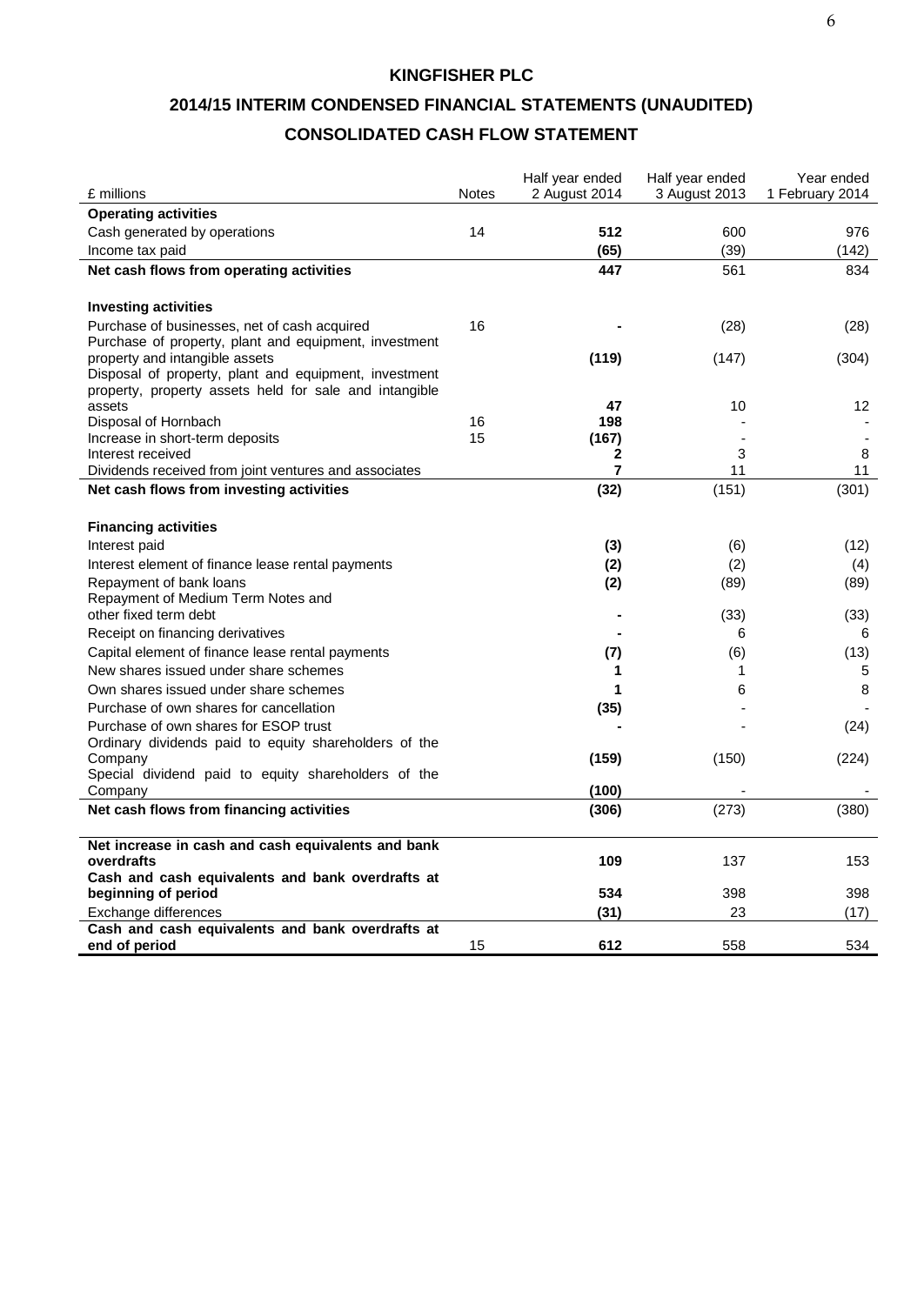# KINGFISHER PLC

## 2014/15 INTERIM CONDENSED FINANCIAL STATEMENTS (UNAUDITED)

## CONSOLIDATED CASH FLOW STATEMENT

| £ millions | Notes | Half year ended 2 August 2014 | Half year ended 3 August 2013 | Year ended 1 February 2014 |
|---|---|---|---|---|
| **Operating activities** | | | | |
| Cash generated by operations | 14 | **512** | 600 | 976 |
| Income tax paid | | **(65)** | (39) | (142) |
| **Net cash flows from operating activities** | | **447** | 561 | 834 |
| | | | | |
| **Investing activities** | | | | |
| Purchase of businesses, net of cash acquired | 16 | **-** | (28) | (28) |
| Purchase of property, plant and equipment, investment property and intangible assets | | **(119)** | (147) | (304) |
| Disposal of property, plant and equipment, investment property, property assets held for sale and intangible assets | | **47** | 10 | 12 |
| Disposal of Hornbach | 16 | **198** | - | - |
| Increase in short-term deposits | 15 | **(167)** | - | - |
| Interest received | | **2** | 3 | 8 |
| Dividends received from joint ventures and associates | | **7** | 11 | 11 |
| **Net cash flows from investing activities** | | **(32)** | (151) | (301) |
| | | | | |
| **Financing activities** | | | | |
| Interest paid | | **(3)** | (6) | (12) |
| Interest element of finance lease rental payments | | **(2)** | (2) | (4) |
| Repayment of bank loans | | **(2)** | (89) | (89) |
| Repayment of Medium Term Notes and other fixed term debt | | **-** | (33) | (33) |
| Receipt on financing derivatives | | **-** | 6 | 6 |
| Capital element of finance lease rental payments | | **(7)** | (6) | (13) |
| New shares issued under share schemes | | **1** | 1 | 5 |
| Own shares issued under share schemes | | **1** | 6 | 8 |
| Purchase of own shares for cancellation | | **(35)** | - | - |
| Purchase of own shares for ESOP trust | | **-** | - | (24) |
| Ordinary dividends paid to equity shareholders of the Company | | **(159)** | (150) | (224) |
| Special dividend paid to equity shareholders of the Company | | **(100)** | - | - |
| **Net cash flows from financing activities** | | **(306)** | (273) | (380) |
| | | | | |
| **Net increase in cash and cash equivalents and bank overdrafts** | | **109** | 137 | 153 |
| **Cash and cash equivalents and bank overdrafts at beginning of period** | | **534** | 398 | 398 |
| Exchange differences | | **(31)** | 23 | (17) |
| **Cash and cash equivalents and bank overdrafts at end of period** | 15 | **612** | 558 | 534 |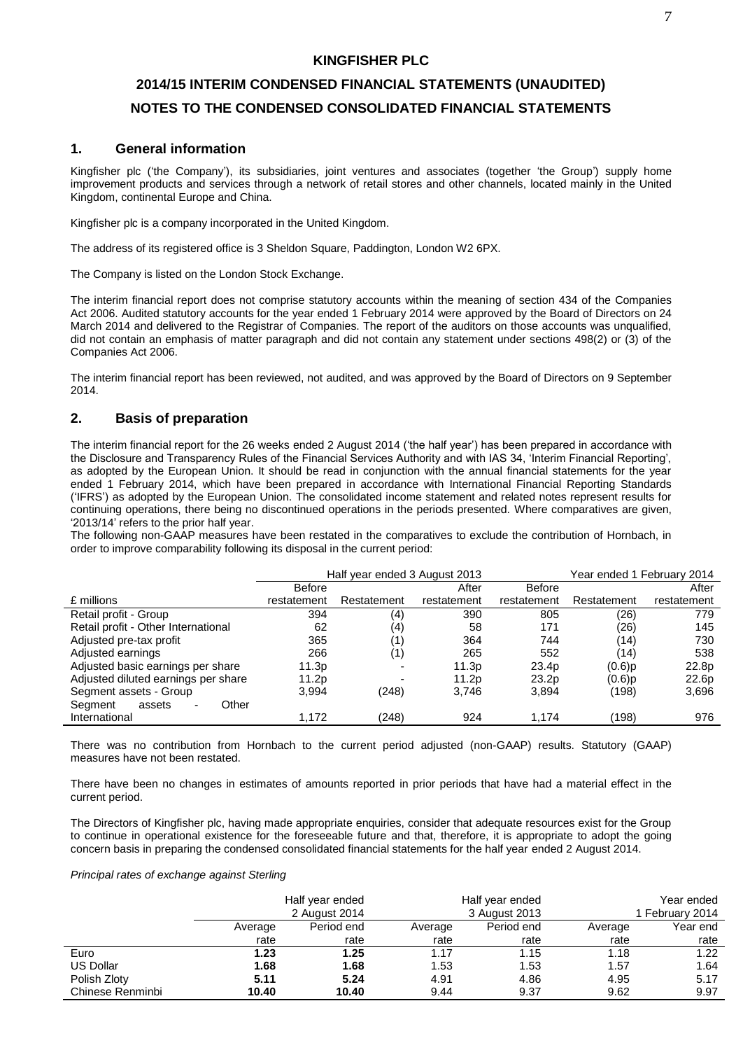# KINGFISHER PLC

## 2014/15 INTERIM CONDENSED FINANCIAL STATEMENTS (UNAUDITED)

## NOTES TO THE CONDENSED CONSOLIDATED FINANCIAL STATEMENTS

### 1. General information

Kingfisher plc ('the Company'), its subsidiaries, joint ventures and associates (together 'the Group') supply home improvement products and services through a network of retail stores and other channels, located mainly in the United Kingdom, continental Europe and China.

Kingfisher plc is a company incorporated in the United Kingdom.

The address of its registered office is 3 Sheldon Square, Paddington, London W2 6PX.

The Company is listed on the London Stock Exchange.

The interim financial report does not comprise statutory accounts within the meaning of section 434 of the Companies Act 2006. Audited statutory accounts for the year ended 1 February 2014 were approved by the Board of Directors on 24 March 2014 and delivered to the Registrar of Companies. The report of the auditors on those accounts was unqualified, did not contain an emphasis of matter paragraph and did not contain any statement under sections 498(2) or (3) of the Companies Act 2006.

The interim financial report has been reviewed, not audited, and was approved by the Board of Directors on 9 September 2014.

### 2. Basis of preparation

The interim financial report for the 26 weeks ended 2 August 2014 ('the half year') has been prepared in accordance with the Disclosure and Transparency Rules of the Financial Services Authority and with IAS 34, 'Interim Financial Reporting', as adopted by the European Union. It should be read in conjunction with the annual financial statements for the year ended 1 February 2014, which have been prepared in accordance with International Financial Reporting Standards ('IFRS') as adopted by the European Union. The consolidated income statement and related notes represent results for continuing operations, there being no discontinued operations in the periods presented. Where comparatives are given, '2013/14' refers to the prior half year.

The following non-GAAP measures have been restated in the comparatives to exclude the contribution of Hornbach, in order to improve comparability following its disposal in the current period:

| | Half year ended 3 August 2013 | | | Year ended 1 February 2014 | | |
|---|---|---|---|---|---|---|
| £ millions | Before restatement | Restatement | After restatement | Before restatement | Restatement | After restatement |
| Retail profit - Group | 394 | (4) | 390 | 805 | (26) | 779 |
| Retail profit - Other International | 62 | (4) | 58 | 171 | (26) | 145 |
| Adjusted pre-tax profit | 365 | (1) | 364 | 744 | (14) | 730 |
| Adjusted earnings | 266 | (1) | 265 | 552 | (14) | 538 |
| Adjusted basic earnings per share | 11.3p | - | 11.3p | 23.4p | (0.6)p | 22.8p |
| Adjusted diluted earnings per share | 11.2p | - | 11.2p | 23.2p | (0.6)p | 22.6p |
| Segment assets - Group | 3,994 | (248) | 3,746 | 3,894 | (198) | 3,696 |
| Segment assets - Other International | 1,172 | (248) | 924 | 1,174 | (198) | 976 |

There was no contribution from Hornbach to the current period adjusted (non-GAAP) results. Statutory (GAAP) measures have not been restated.

There have been no changes in estimates of amounts reported in prior periods that have had a material effect in the current period.

The Directors of Kingfisher plc, having made appropriate enquiries, consider that adequate resources exist for the Group to continue in operational existence for the foreseeable future and that, therefore, it is appropriate to adopt the going concern basis in preparing the condensed consolidated financial statements for the half year ended 2 August 2014.

*Principal rates of exchange against Sterling*

| | Half year ended 2 August 2014 | | Half year ended 3 August 2013 | | Year ended 1 February 2014 | |
|---|---|---|---|---|---|---|
| | Average rate | Period end rate | Average rate | Period end rate | Average rate | Year end rate |
| Euro | **1.23** | **1.25** | 1.17 | 1.15 | 1.18 | 1.22 |
| US Dollar | **1.68** | **1.68** | 1.53 | 1.53 | 1.57 | 1.64 |
| Polish Zloty | **5.11** | **5.24** | 4.91 | 4.86 | 4.95 | 5.17 |
| Chinese Renminbi | **10.40** | **10.40** | 9.44 | 9.37 | 9.62 | 9.97 |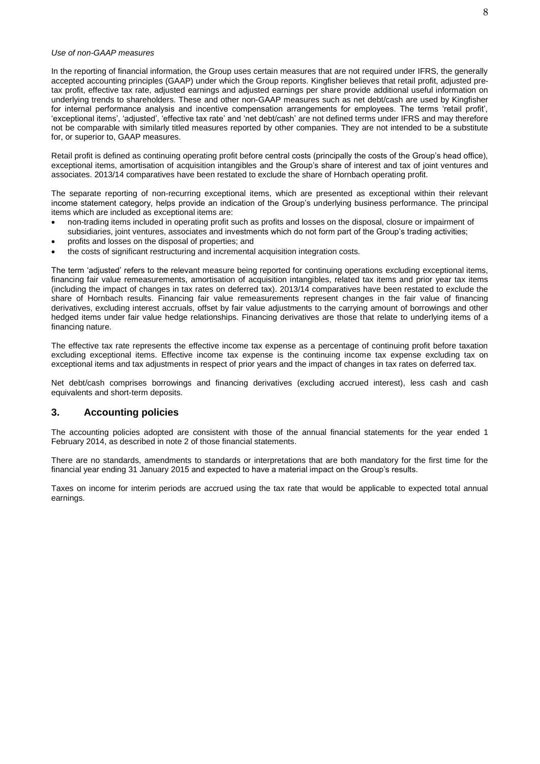*Use of non-GAAP measures*

In the reporting of financial information, the Group uses certain measures that are not required under IFRS, the generally accepted accounting principles (GAAP) under which the Group reports. Kingfisher believes that retail profit, adjusted pre-tax profit, effective tax rate, adjusted earnings and adjusted earnings per share provide additional useful information on underlying trends to shareholders. These and other non-GAAP measures such as net debt/cash are used by Kingfisher for internal performance analysis and incentive compensation arrangements for employees. The terms 'retail profit', 'exceptional items', 'adjusted', 'effective tax rate' and 'net debt/cash' are not defined terms under IFRS and may therefore not be comparable with similarly titled measures reported by other companies. They are not intended to be a substitute for, or superior to, GAAP measures.

Retail profit is defined as continuing operating profit before central costs (principally the costs of the Group's head office), exceptional items, amortisation of acquisition intangibles and the Group's share of interest and tax of joint ventures and associates. 2013/14 comparatives have been restated to exclude the share of Hornbach operating profit.

The separate reporting of non-recurring exceptional items, which are presented as exceptional within their relevant income statement category, helps provide an indication of the Group's underlying business performance. The principal items which are included as exceptional items are:

- non-trading items included in operating profit such as profits and losses on the disposal, closure or impairment of subsidiaries, joint ventures, associates and investments which do not form part of the Group's trading activities;
- profits and losses on the disposal of properties; and
- the costs of significant restructuring and incremental acquisition integration costs.

The term 'adjusted' refers to the relevant measure being reported for continuing operations excluding exceptional items, financing fair value remeasurements, amortisation of acquisition intangibles, related tax items and prior year tax items (including the impact of changes in tax rates on deferred tax). 2013/14 comparatives have been restated to exclude the share of Hornbach results. Financing fair value remeasurements represent changes in the fair value of financing derivatives, excluding interest accruals, offset by fair value adjustments to the carrying amount of borrowings and other hedged items under fair value hedge relationships. Financing derivatives are those that relate to underlying items of a financing nature.

The effective tax rate represents the effective income tax expense as a percentage of continuing profit before taxation excluding exceptional items. Effective income tax expense is the continuing income tax expense excluding tax on exceptional items and tax adjustments in respect of prior years and the impact of changes in tax rates on deferred tax.

Net debt/cash comprises borrowings and financing derivatives (excluding accrued interest), less cash and cash equivalents and short-term deposits.

## 3. Accounting policies

The accounting policies adopted are consistent with those of the annual financial statements for the year ended 1 February 2014, as described in note 2 of those financial statements.

There are no standards, amendments to standards or interpretations that are both mandatory for the first time for the financial year ending 31 January 2015 and expected to have a material impact on the Group's results.

Taxes on income for interim periods are accrued using the tax rate that would be applicable to expected total annual earnings.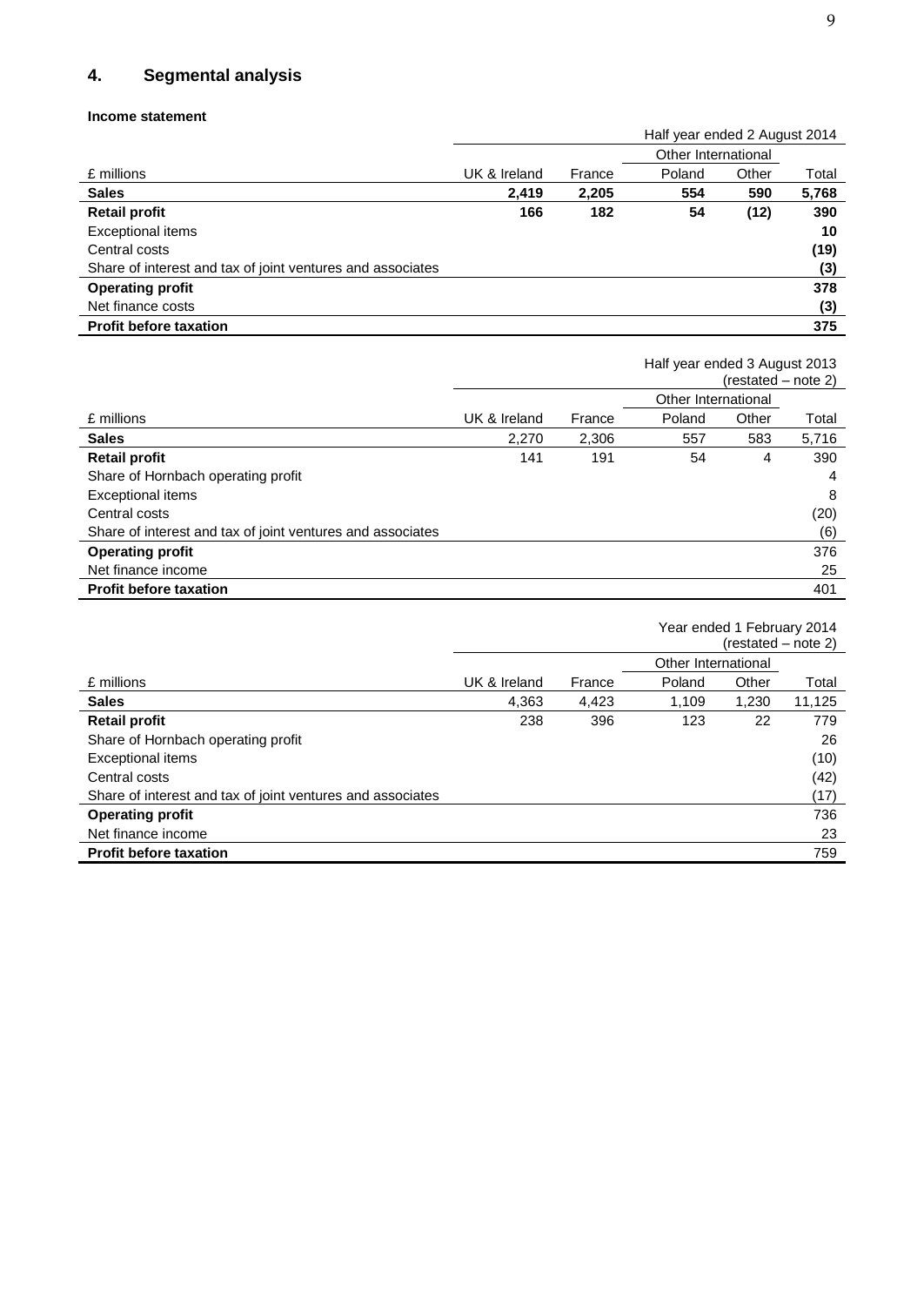## 4. Segmental analysis

**Income statement**

| | Half year ended 2 August 2014 | | | | |
|---|---|---|---|---|---|
| | | | Other International | | |
| £ millions | UK & Ireland | France | Poland | Other | Total |
| **Sales** | **2,419** | **2,205** | **554** | **590** | **5,768** |
| **Retail profit** | **166** | **182** | **54** | **(12)** | **390** |
| Exceptional items | | | | | **10** |
| Central costs | | | | | **(19)** |
| Share of interest and tax of joint ventures and associates | | | | | **(3)** |
| **Operating profit** | | | | | **378** |
| Net finance costs | | | | | **(3)** |
| **Profit before taxation** | | | | | **375** |

| | Half year ended 3 August 2013 (restated – note 2) | | | | |
|---|---|---|---|---|---|
| | | | Other International | | |
| £ millions | UK & Ireland | France | Poland | Other | Total |
| **Sales** | 2,270 | 2,306 | 557 | 583 | 5,716 |
| **Retail profit** | 141 | 191 | 54 | 4 | 390 |
| Share of Hornbach operating profit | | | | | 4 |
| Exceptional items | | | | | 8 |
| Central costs | | | | | (20) |
| Share of interest and tax of joint ventures and associates | | | | | (6) |
| **Operating profit** | | | | | 376 |
| Net finance income | | | | | 25 |
| **Profit before taxation** | | | | | 401 |

| | Year ended 1 February 2014 (restated – note 2) | | | | |
|---|---|---|---|---|---|
| | | | Other International | | |
| £ millions | UK & Ireland | France | Poland | Other | Total |
| **Sales** | 4,363 | 4,423 | 1,109 | 1,230 | 11,125 |
| **Retail profit** | 238 | 396 | 123 | 22 | 779 |
| Share of Hornbach operating profit | | | | | 26 |
| Exceptional items | | | | | (10) |
| Central costs | | | | | (42) |
| Share of interest and tax of joint ventures and associates | | | | | (17) |
| **Operating profit** | | | | | 736 |
| Net finance income | | | | | 23 |
| **Profit before taxation** | | | | | 759 |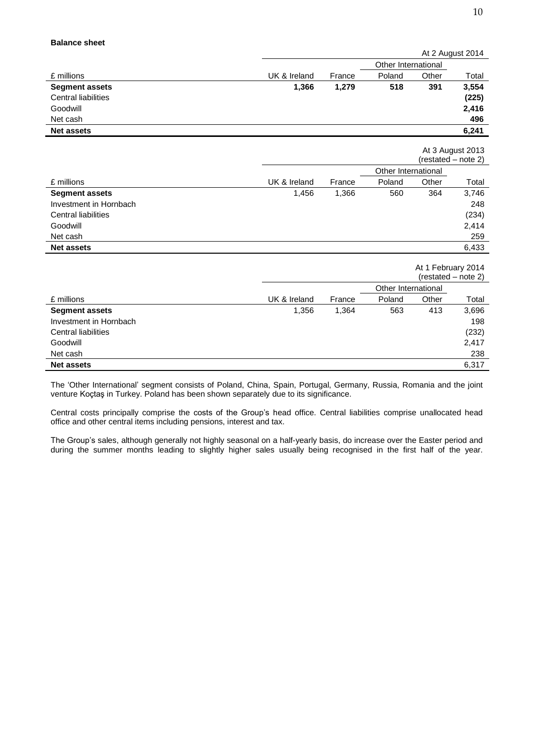**Balance sheet**

| £ millions | UK & Ireland | France | Other International | | Total |
|---|---|---|---|---|---|
| | | | Poland | Other | At 2 August 2014 |
| **Segment assets** | **1,366** | **1,279** | **518** | **391** | **3,554** |
| Central liabilities | | | | | **(225)** |
| Goodwill | | | | | **2,416** |
| Net cash | | | | | **496** |
| **Net assets** | | | | | **6,241** |

| £ millions | UK & Ireland | France | Other International | | At 3 August 2013 (restated – note 2) |
|---|---|---|---|---|---|
| | | | Poland | Other | Total |
| **Segment assets** | 1,456 | 1,366 | 560 | 364 | 3,746 |
| Investment in Hornbach | | | | | 248 |
| Central liabilities | | | | | (234) |
| Goodwill | | | | | 2,414 |
| Net cash | | | | | 259 |
| **Net assets** | | | | | 6,433 |

| £ millions | UK & Ireland | France | Other International | | At 1 February 2014 (restated – note 2) |
|---|---|---|---|---|---|
| | | | Poland | Other | Total |
| **Segment assets** | 1,356 | 1,364 | 563 | 413 | 3,696 |
| Investment in Hornbach | | | | | 198 |
| Central liabilities | | | | | (232) |
| Goodwill | | | | | 2,417 |
| Net cash | | | | | 238 |
| **Net assets** | | | | | 6,317 |

The 'Other International' segment consists of Poland, China, Spain, Portugal, Germany, Russia, Romania and the joint venture Koçtaş in Turkey. Poland has been shown separately due to its significance.

Central costs principally comprise the costs of the Group's head office. Central liabilities comprise unallocated head office and other central items including pensions, interest and tax.

The Group's sales, although generally not highly seasonal on a half-yearly basis, do increase over the Easter period and during the summer months leading to slightly higher sales usually being recognised in the first half of the year.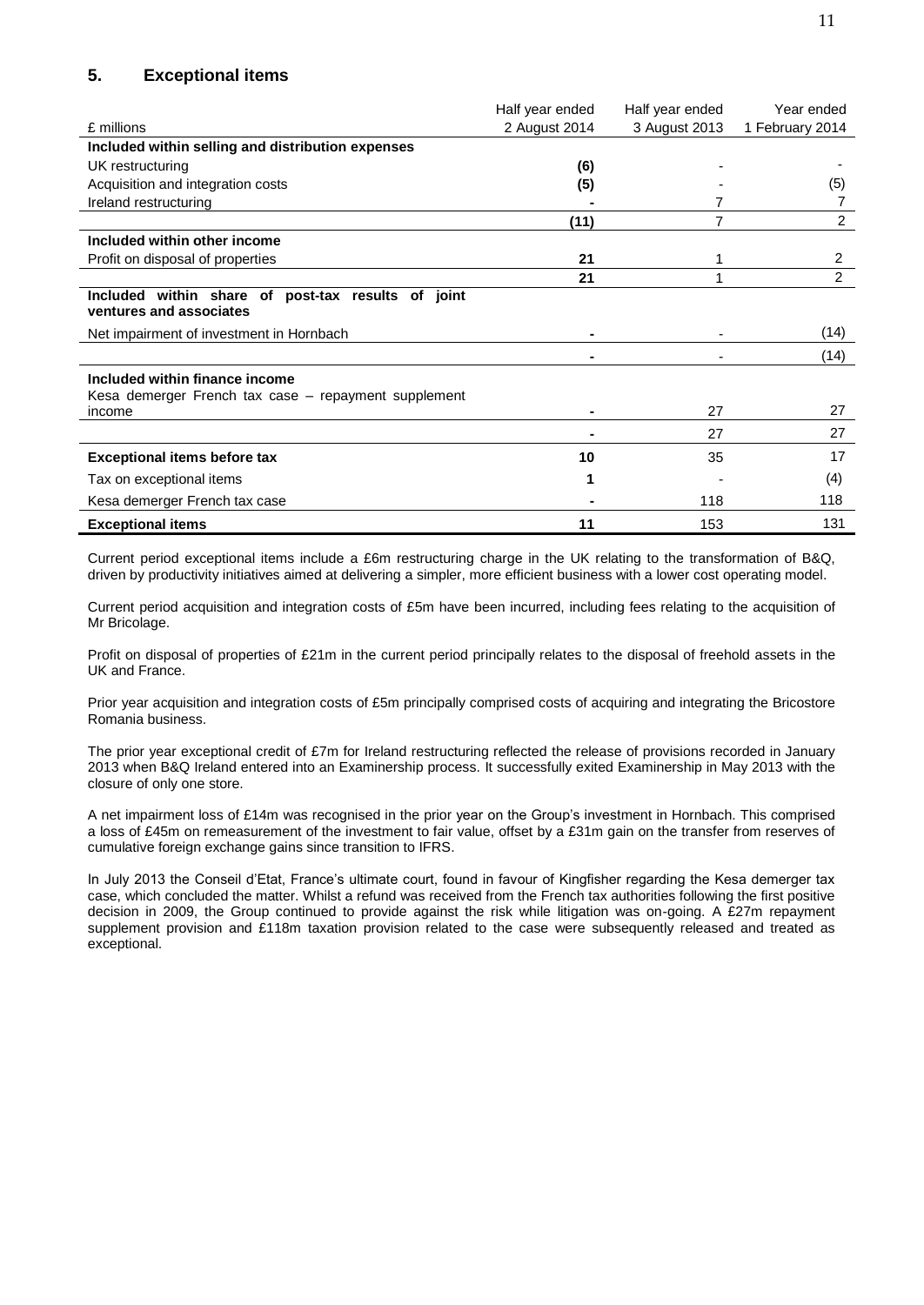## 5. Exceptional items

| £ millions | Half year ended 2 August 2014 | Half year ended 3 August 2013 | Year ended 1 February 2014 |
|---|---|---|---|
| **Included within selling and distribution expenses** | | | |
| UK restructuring | **(6)** | - | - |
| Acquisition and integration costs | **(5)** | - | (5) |
| Ireland restructuring | **-** | 7 | 7 |
| | **(11)** | 7 | 2 |
| **Included within other income** | | | |
| Profit on disposal of properties | **21** | 1 | 2 |
| | **21** | 1 | 2 |
| **Included within share of post-tax results of joint ventures and associates** | | | |
| Net impairment of investment in Hornbach | **-** | - | (14) |
| | **-** | - | (14) |
| **Included within finance income** | | | |
| Kesa demerger French tax case – repayment supplement income | **-** | 27 | 27 |
| | **-** | 27 | 27 |
| **Exceptional items before tax** | **10** | 35 | 17 |
| Tax on exceptional items | **1** | - | (4) |
| Kesa demerger French tax case | **-** | 118 | 118 |
| **Exceptional items** | **11** | 153 | 131 |

Current period exceptional items include a £6m restructuring charge in the UK relating to the transformation of B&Q, driven by productivity initiatives aimed at delivering a simpler, more efficient business with a lower cost operating model.

Current period acquisition and integration costs of £5m have been incurred, including fees relating to the acquisition of Mr Bricolage.

Profit on disposal of properties of £21m in the current period principally relates to the disposal of freehold assets in the UK and France.

Prior year acquisition and integration costs of £5m principally comprised costs of acquiring and integrating the Bricostore Romania business.

The prior year exceptional credit of £7m for Ireland restructuring reflected the release of provisions recorded in January 2013 when B&Q Ireland entered into an Examinership process. It successfully exited Examinership in May 2013 with the closure of only one store.

A net impairment loss of £14m was recognised in the prior year on the Group's investment in Hornbach. This comprised a loss of £45m on remeasurement of the investment to fair value, offset by a £31m gain on the transfer from reserves of cumulative foreign exchange gains since transition to IFRS.

In July 2013 the Conseil d'Etat, France's ultimate court, found in favour of Kingfisher regarding the Kesa demerger tax case, which concluded the matter. Whilst a refund was received from the French tax authorities following the first positive decision in 2009, the Group continued to provide against the risk while litigation was on-going. A £27m repayment supplement provision and £118m taxation provision related to the case were subsequently released and treated as exceptional.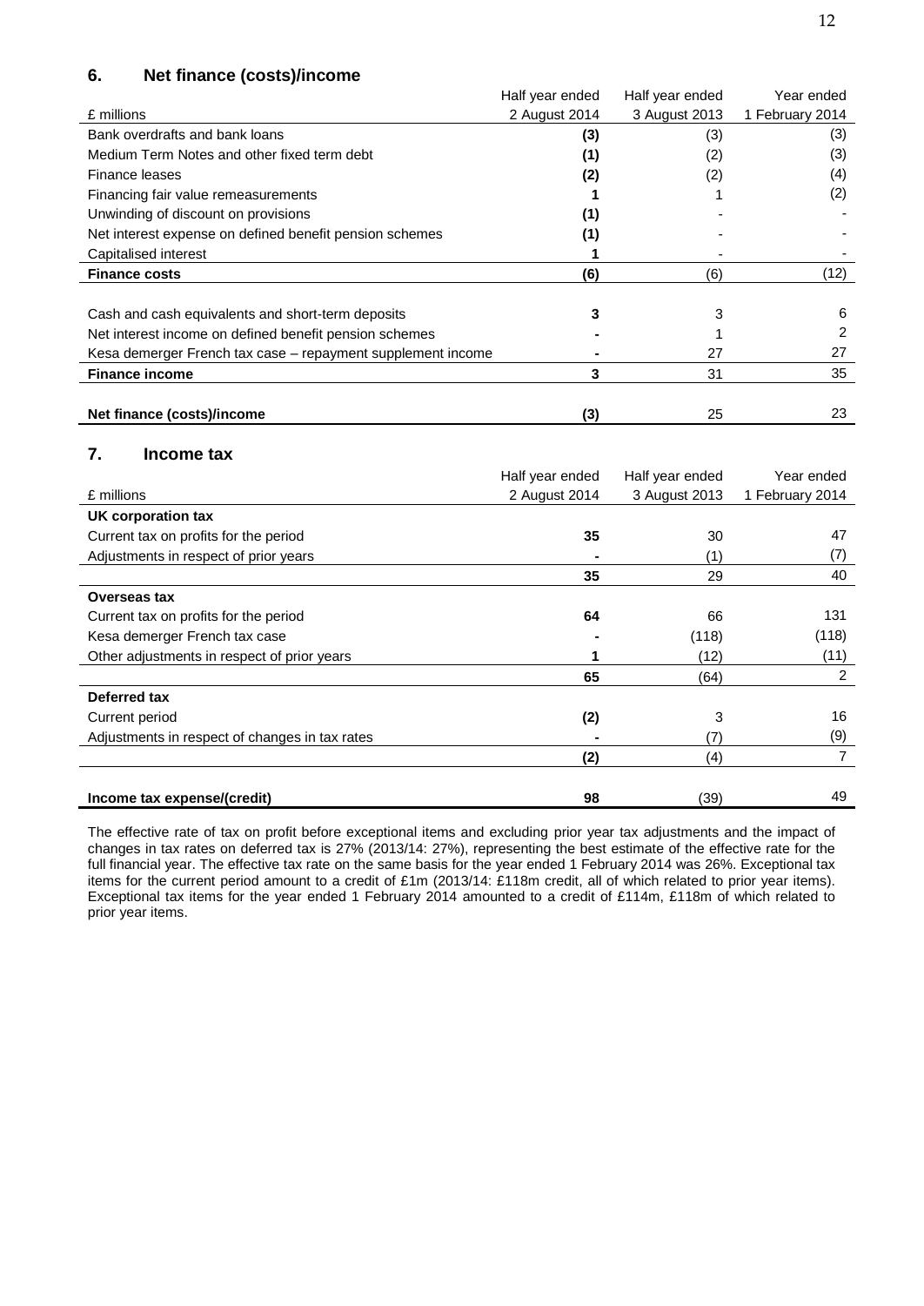## 6. Net finance (costs)/income

| £ millions | Half year ended 2 August 2014 | Half year ended 3 August 2013 | Year ended 1 February 2014 |
|---|---|---|---|
| Bank overdrafts and bank loans | **(3)** | (3) | (3) |
| Medium Term Notes and other fixed term debt | **(1)** | (2) | (3) |
| Finance leases | **(2)** | (2) | (4) |
| Financing fair value remeasurements | **1** | 1 | (2) |
| Unwinding of discount on provisions | **(1)** | - | - |
| Net interest expense on defined benefit pension schemes | **(1)** | - | - |
| Capitalised interest | **1** | - | - |
| **Finance costs** | **(6)** | (6) | (12) |
| | | | |
| Cash and cash equivalents and short-term deposits | **3** | 3 | 6 |
| Net interest income on defined benefit pension schemes | **-** | 1 | 2 |
| Kesa demerger French tax case – repayment supplement income | **-** | 27 | 27 |
| **Finance income** | **3** | 31 | 35 |
| | | | |
| **Net finance (costs)/income** | **(3)** | 25 | 23 |

## 7. Income tax

| £ millions | Half year ended 2 August 2014 | Half year ended 3 August 2013 | Year ended 1 February 2014 |
|---|---|---|---|
| **UK corporation tax** | | | |
| Current tax on profits for the period | **35** | 30 | 47 |
| Adjustments in respect of prior years | **-** | (1) | (7) |
| | **35** | 29 | 40 |
| **Overseas tax** | | | |
| Current tax on profits for the period | **64** | 66 | 131 |
| Kesa demerger French tax case | **-** | (118) | (118) |
| Other adjustments in respect of prior years | **1** | (12) | (11) |
| | **65** | (64) | 2 |
| **Deferred tax** | | | |
| Current period | **(2)** | 3 | 16 |
| Adjustments in respect of changes in tax rates | **-** | (7) | (9) |
| | **(2)** | (4) | 7 |
| | | | |
| **Income tax expense/(credit)** | **98** | (39) | 49 |

The effective rate of tax on profit before exceptional items and excluding prior year tax adjustments and the impact of changes in tax rates on deferred tax is 27% (2013/14: 27%), representing the best estimate of the effective rate for the full financial year. The effective tax rate on the same basis for the year ended 1 February 2014 was 26%. Exceptional tax items for the current period amount to a credit of £1m (2013/14: £118m credit, all of which related to prior year items). Exceptional tax items for the year ended 1 February 2014 amounted to a credit of £114m, £118m of which related to prior year items.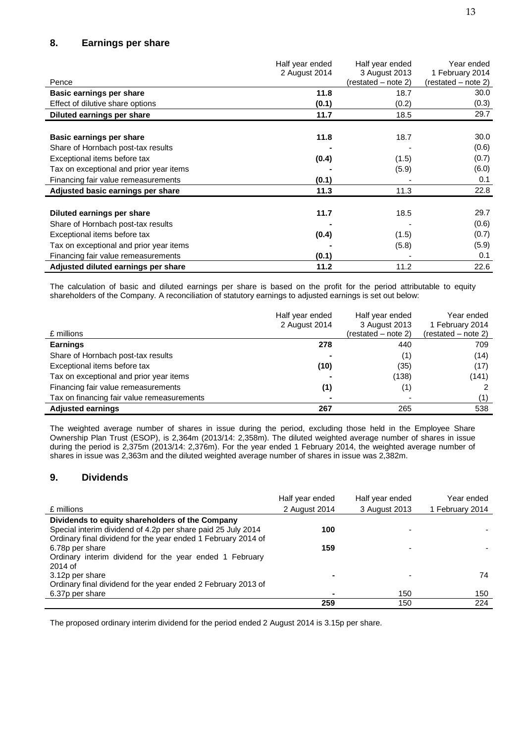## 8. Earnings per share

| Pence | Half year ended 2 August 2014 | Half year ended 3 August 2013 (restated – note 2) | Year ended 1 February 2014 (restated – note 2) |
|---|---|---|---|
| **Basic earnings per share** | **11.8** | 18.7 | 30.0 |
| Effect of dilutive share options | **(0.1)** | (0.2) | (0.3) |
| **Diluted earnings per share** | **11.7** | 18.5 | 29.7 |
| | | | |
| **Basic earnings per share** | **11.8** | 18.7 | 30.0 |
| Share of Hornbach post-tax results | **-** | - | (0.6) |
| Exceptional items before tax | **(0.4)** | (1.5) | (0.7) |
| Tax on exceptional and prior year items | **-** | (5.9) | (6.0) |
| Financing fair value remeasurements | **(0.1)** | - | 0.1 |
| **Adjusted basic earnings per share** | **11.3** | 11.3 | 22.8 |
| | | | |
| **Diluted earnings per share** | **11.7** | 18.5 | 29.7 |
| Share of Hornbach post-tax results | **-** | - | (0.6) |
| Exceptional items before tax | **(0.4)** | (1.5) | (0.7) |
| Tax on exceptional and prior year items | **-** | (5.8) | (5.9) |
| Financing fair value remeasurements | **(0.1)** | - | 0.1 |
| **Adjusted diluted earnings per share** | **11.2** | 11.2 | 22.6 |

The calculation of basic and diluted earnings per share is based on the profit for the period attributable to equity shareholders of the Company. A reconciliation of statutory earnings to adjusted earnings is set out below:

| £ millions | Half year ended 2 August 2014 | Half year ended 3 August 2013 (restated – note 2) | Year ended 1 February 2014 (restated – note 2) |
|---|---|---|---|
| **Earnings** | **278** | 440 | 709 |
| Share of Hornbach post-tax results | **-** | (1) | (14) |
| Exceptional items before tax | **(10)** | (35) | (17) |
| Tax on exceptional and prior year items | **-** | (138) | (141) |
| Financing fair value remeasurements | **(1)** | (1) | 2 |
| Tax on financing fair value remeasurements | **-** | - | (1) |
| **Adjusted earnings** | **267** | 265 | 538 |

The weighted average number of shares in issue during the period, excluding those held in the Employee Share Ownership Plan Trust (ESOP), is 2,364m (2013/14: 2,358m). The diluted weighted average number of shares in issue during the period is 2,375m (2013/14: 2,376m). For the year ended 1 February 2014, the weighted average number of shares in issue was 2,363m and the diluted weighted average number of shares in issue was 2,382m.

## 9. Dividends

| £ millions | Half year ended 2 August 2014 | Half year ended 3 August 2013 | Year ended 1 February 2014 |
|---|---|---|---|
| **Dividends to equity shareholders of the Company** | | | |
| Special interim dividend of 4.2p per share paid 25 July 2014 | **100** | - | - |
| Ordinary final dividend for the year ended 1 February 2014 of 6.78p per share | **159** | - | - |
| Ordinary interim dividend for the year ended 1 February 2014 of 3.12p per share | **-** | - | 74 |
| Ordinary final dividend for the year ended 2 February 2013 of 6.37p per share | **-** | 150 | 150 |
| | **259** | 150 | 224 |

The proposed ordinary interim dividend for the period ended 2 August 2014 is 3.15p per share.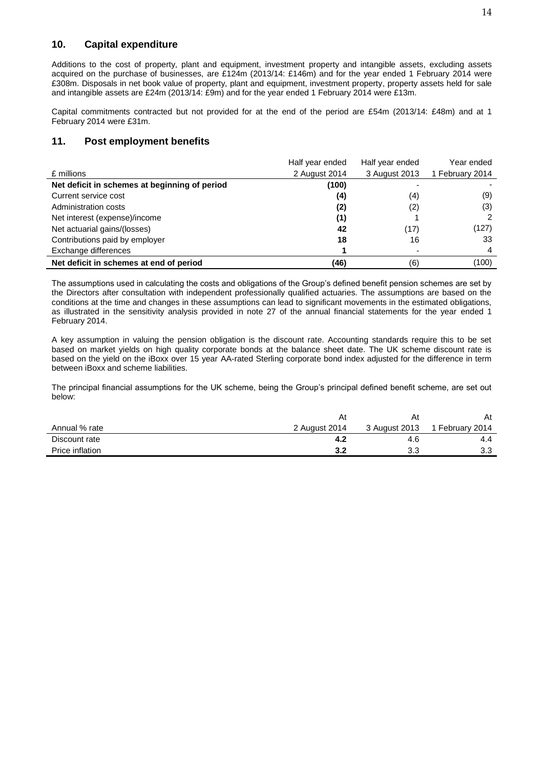## 10. Capital expenditure

Additions to the cost of property, plant and equipment, investment property and intangible assets, excluding assets acquired on the purchase of businesses, are £124m (2013/14: £146m) and for the year ended 1 February 2014 were £308m. Disposals in net book value of property, plant and equipment, investment property, property assets held for sale and intangible assets are £24m (2013/14: £9m) and for the year ended 1 February 2014 were £13m.

Capital commitments contracted but not provided for at the end of the period are £54m (2013/14: £48m) and at 1 February 2014 were £31m.

## 11. Post employment benefits

| £ millions | Half year ended 2 August 2014 | Half year ended 3 August 2013 | Year ended 1 February 2014 |
|---|---|---|---|
| **Net deficit in schemes at beginning of period** | **(100)** | - | - |
| Current service cost | **(4)** | (4) | (9) |
| Administration costs | **(2)** | (2) | (3) |
| Net interest (expense)/income | **(1)** | 1 | 2 |
| Net actuarial gains/(losses) | **42** | (17) | (127) |
| Contributions paid by employer | **18** | 16 | 33 |
| Exchange differences | **1** | - | 4 |
| **Net deficit in schemes at end of period** | **(46)** | (6) | (100) |

The assumptions used in calculating the costs and obligations of the Group's defined benefit pension schemes are set by the Directors after consultation with independent professionally qualified actuaries. The assumptions are based on the conditions at the time and changes in these assumptions can lead to significant movements in the estimated obligations, as illustrated in the sensitivity analysis provided in note 27 of the annual financial statements for the year ended 1 February 2014.

A key assumption in valuing the pension obligation is the discount rate. Accounting standards require this to be set based on market yields on high quality corporate bonds at the balance sheet date. The UK scheme discount rate is based on the yield on the iBoxx over 15 year AA-rated Sterling corporate bond index adjusted for the difference in term between iBoxx and scheme liabilities.

The principal financial assumptions for the UK scheme, being the Group's principal defined benefit scheme, are set out below:

| Annual % rate | At 2 August 2014 | At 3 August 2013 | At 1 February 2014 |
|---|---|---|---|
| Discount rate | **4.2** | 4.6 | 4.4 |
| Price inflation | **3.2** | 3.3 | 3.3 |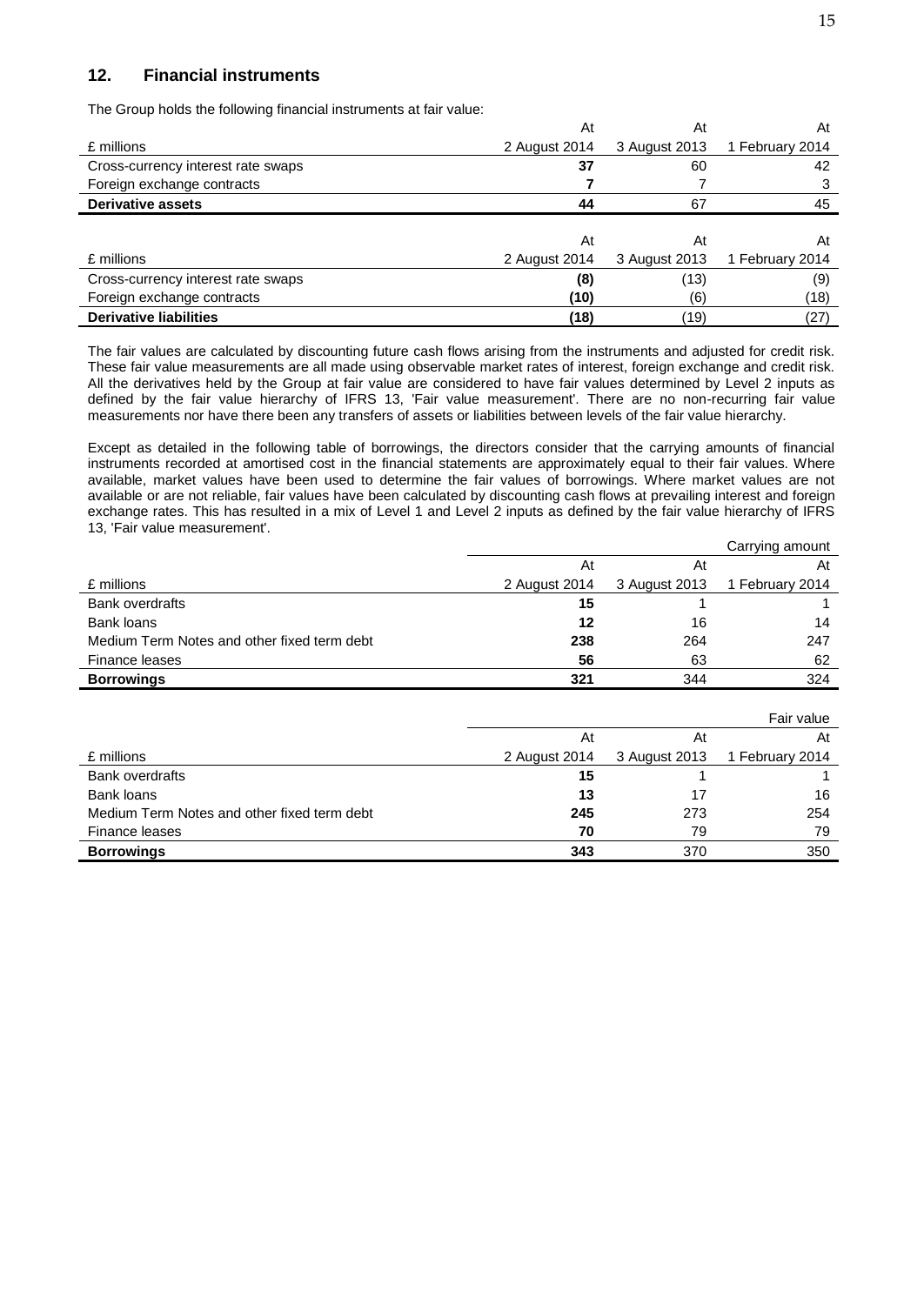## 12. Financial instruments

The Group holds the following financial instruments at fair value:

| £ millions | At 2 August 2014 | At 3 August 2013 | At 1 February 2014 |
|---|---|---|---|
| Cross-currency interest rate swaps | **37** | 60 | 42 |
| Foreign exchange contracts | **7** | 7 | 3 |
| **Derivative assets** | **44** | 67 | 45 |

| £ millions | At 2 August 2014 | At 3 August 2013 | At 1 February 2014 |
|---|---|---|---|
| Cross-currency interest rate swaps | **(8)** | (13) | (9) |
| Foreign exchange contracts | **(10)** | (6) | (18) |
| **Derivative liabilities** | **(18)** | (19) | (27) |

The fair values are calculated by discounting future cash flows arising from the instruments and adjusted for credit risk. These fair value measurements are all made using observable market rates of interest, foreign exchange and credit risk. All the derivatives held by the Group at fair value are considered to have fair values determined by Level 2 inputs as defined by the fair value hierarchy of IFRS 13, 'Fair value measurement'. There are no non-recurring fair value measurements nor have there been any transfers of assets or liabilities between levels of the fair value hierarchy.

Except as detailed in the following table of borrowings, the directors consider that the carrying amounts of financial instruments recorded at amortised cost in the financial statements are approximately equal to their fair values. Where available, market values have been used to determine the fair values of borrowings. Where market values are not available or are not reliable, fair values have been calculated by discounting cash flows at prevailing interest and foreign exchange rates. This has resulted in a mix of Level 1 and Level 2 inputs as defined by the fair value hierarchy of IFRS 13, 'Fair value measurement'.

| | | | Carrying amount |
|---|---|---|---|
| £ millions | At 2 August 2014 | At 3 August 2013 | At 1 February 2014 |
| Bank overdrafts | **15** | 1 | 1 |
| Bank loans | **12** | 16 | 14 |
| Medium Term Notes and other fixed term debt | **238** | 264 | 247 |
| Finance leases | **56** | 63 | 62 |
| **Borrowings** | **321** | 344 | 324 |

| | | | Fair value |
|---|---|---|---|
| £ millions | At 2 August 2014 | At 3 August 2013 | At 1 February 2014 |
| Bank overdrafts | **15** | 1 | 1 |
| Bank loans | **13** | 17 | 16 |
| Medium Term Notes and other fixed term debt | **245** | 273 | 254 |
| Finance leases | **70** | 79 | 79 |
| **Borrowings** | **343** | 370 | 350 |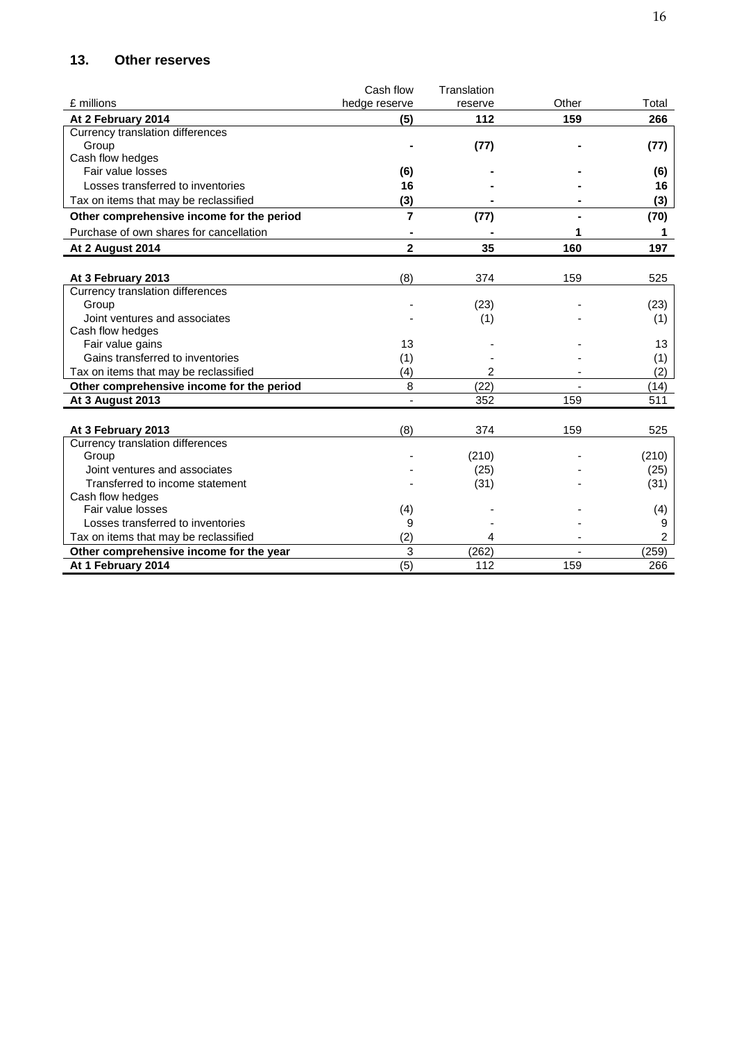## 13. Other reserves

| £ millions | Cash flow hedge reserve | Translation reserve | Other | Total |
|---|---|---|---|---|
| **At 2 February 2014** | **(5)** | **112** | **159** | **266** |
| Currency translation differences | | | | |
| Group | **-** | **(77)** | **-** | **(77)** |
| Cash flow hedges | | | | |
| Fair value losses | **(6)** | **-** | **-** | **(6)** |
| Losses transferred to inventories | **16** | **-** | **-** | **16** |
| Tax on items that may be reclassified | **(3)** | **-** | **-** | **(3)** |
| **Other comprehensive income for the period** | **7** | **(77)** | **-** | **(70)** |
| Purchase of own shares for cancellation | **-** | **-** | **1** | **1** |
| **At 2 August 2014** | **2** | **35** | **160** | **197** |
| | | | | |
| **At 3 February 2013** | (8) | 374 | 159 | 525 |
| Currency translation differences | | | | |
| Group | - | (23) | - | (23) |
| Joint ventures and associates | - | (1) | - | (1) |
| Cash flow hedges | | | | |
| Fair value gains | 13 | - | - | 13 |
| Gains transferred to inventories | (1) | - | - | (1) |
| Tax on items that may be reclassified | (4) | 2 | - | (2) |
| **Other comprehensive income for the period** | 8 | (22) | - | (14) |
| **At 3 August 2013** | - | 352 | 159 | 511 |
| | | | | |
| **At 3 February 2013** | (8) | 374 | 159 | 525 |
| Currency translation differences | | | | |
| Group | - | (210) | - | (210) |
| Joint ventures and associates | - | (25) | - | (25) |
| Transferred to income statement | - | (31) | - | (31) |
| Cash flow hedges | | | | |
| Fair value losses | (4) | - | - | (4) |
| Losses transferred to inventories | 9 | - | - | 9 |
| Tax on items that may be reclassified | (2) | 4 | - | 2 |
| **Other comprehensive income for the year** | 3 | (262) | - | (259) |
| **At 1 February 2014** | (5) | 112 | 159 | 266 |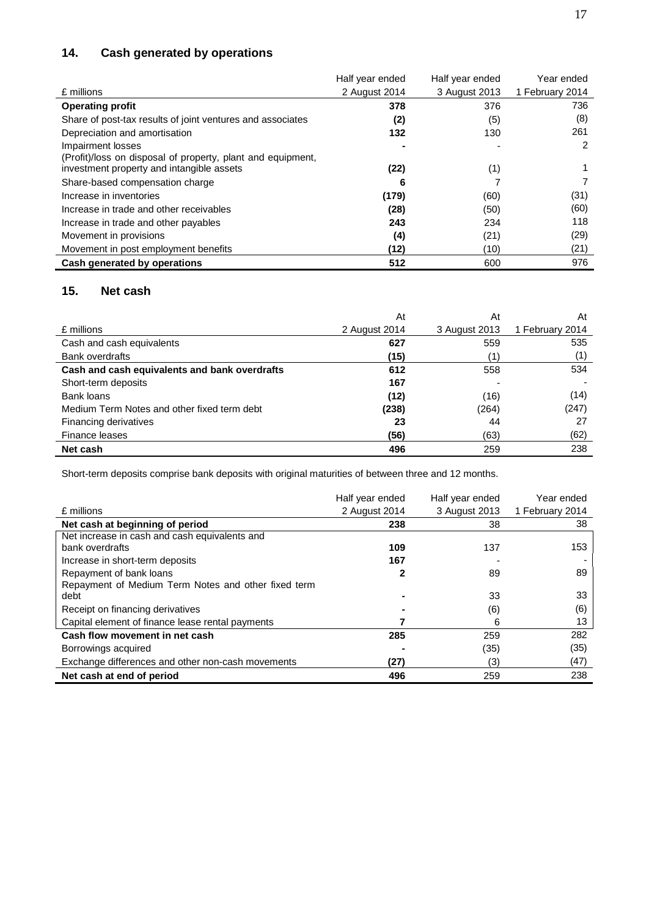## 14. Cash generated by operations

| £ millions | Half year ended 2 August 2014 | Half year ended 3 August 2013 | Year ended 1 February 2014 |
|---|---|---|---|
| **Operating profit** | **378** | 376 | 736 |
| Share of post-tax results of joint ventures and associates | **(2)** | (5) | (8) |
| Depreciation and amortisation | **132** | 130 | 261 |
| Impairment losses | **-** | - | 2 |
| (Profit)/loss on disposal of property, plant and equipment, investment property and intangible assets | **(22)** | (1) | 1 |
| Share-based compensation charge | **6** | 7 | 7 |
| Increase in inventories | **(179)** | (60) | (31) |
| Increase in trade and other receivables | **(28)** | (50) | (60) |
| Increase in trade and other payables | **243** | 234 | 118 |
| Movement in provisions | **(4)** | (21) | (29) |
| Movement in post employment benefits | **(12)** | (10) | (21) |
| **Cash generated by operations** | **512** | 600 | 976 |

## 15. Net cash

| £ millions | At 2 August 2014 | At 3 August 2013 | At 1 February 2014 |
|---|---|---|---|
| Cash and cash equivalents | **627** | 559 | 535 |
| Bank overdrafts | **(15)** | (1) | (1) |
| **Cash and cash equivalents and bank overdrafts** | **612** | 558 | 534 |
| Short-term deposits | **167** | - | - |
| Bank loans | **(12)** | (16) | (14) |
| Medium Term Notes and other fixed term debt | **(238)** | (264) | (247) |
| Financing derivatives | **23** | 44 | 27 |
| Finance leases | **(56)** | (63) | (62) |
| **Net cash** | **496** | 259 | 238 |

Short-term deposits comprise bank deposits with original maturities of between three and 12 months.

| £ millions | Half year ended 2 August 2014 | Half year ended 3 August 2013 | Year ended 1 February 2014 |
|---|---|---|---|
| **Net cash at beginning of period** | **238** | 38 | 38 |
| Net increase in cash and cash equivalents and bank overdrafts | **109** | 137 | 153 |
| Increase in short-term deposits | **167** | - | - |
| Repayment of bank loans | **2** | 89 | 89 |
| Repayment of Medium Term Notes and other fixed term debt | **-** | 33 | 33 |
| Receipt on financing derivatives | **-** | (6) | (6) |
| Capital element of finance lease rental payments | **7** | 6 | 13 |
| **Cash flow movement in net cash** | **285** | 259 | 282 |
| Borrowings acquired | **-** | (35) | (35) |
| Exchange differences and other non-cash movements | **(27)** | (3) | (47) |
| **Net cash at end of period** | **496** | 259 | 238 |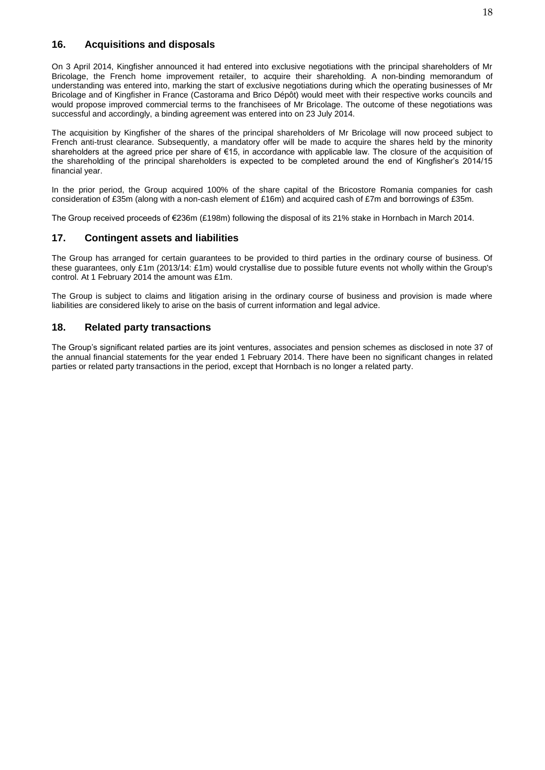## 16. Acquisitions and disposals

On 3 April 2014, Kingfisher announced it had entered into exclusive negotiations with the principal shareholders of Mr Bricolage, the French home improvement retailer, to acquire their shareholding. A non-binding memorandum of understanding was entered into, marking the start of exclusive negotiations during which the operating businesses of Mr Bricolage and of Kingfisher in France (Castorama and Brico Dépôt) would meet with their respective works councils and would propose improved commercial terms to the franchisees of Mr Bricolage. The outcome of these negotiations was successful and accordingly, a binding agreement was entered into on 23 July 2014.

The acquisition by Kingfisher of the shares of the principal shareholders of Mr Bricolage will now proceed subject to French anti-trust clearance. Subsequently, a mandatory offer will be made to acquire the shares held by the minority shareholders at the agreed price per share of €15, in accordance with applicable law. The closure of the acquisition of the shareholding of the principal shareholders is expected to be completed around the end of Kingfisher's 2014/15 financial year.

In the prior period, the Group acquired 100% of the share capital of the Bricostore Romania companies for cash consideration of £35m (along with a non-cash element of £16m) and acquired cash of £7m and borrowings of £35m.

The Group received proceeds of €236m (£198m) following the disposal of its 21% stake in Hornbach in March 2014.

## 17. Contingent assets and liabilities

The Group has arranged for certain guarantees to be provided to third parties in the ordinary course of business. Of these guarantees, only £1m (2013/14: £1m) would crystallise due to possible future events not wholly within the Group's control. At 1 February 2014 the amount was £1m.

The Group is subject to claims and litigation arising in the ordinary course of business and provision is made where liabilities are considered likely to arise on the basis of current information and legal advice.

## 18. Related party transactions

The Group's significant related parties are its joint ventures, associates and pension schemes as disclosed in note 37 of the annual financial statements for the year ended 1 February 2014. There have been no significant changes in related parties or related party transactions in the period, except that Hornbach is no longer a related party.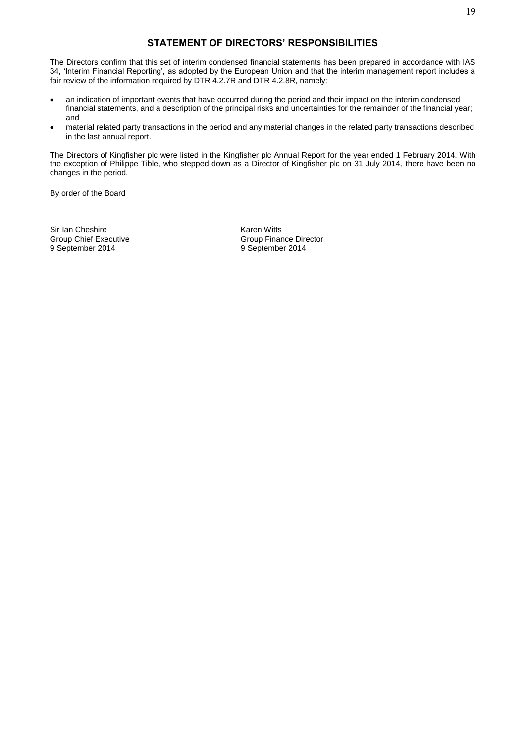## STATEMENT OF DIRECTORS' RESPONSIBILITIES

The Directors confirm that this set of interim condensed financial statements has been prepared in accordance with IAS 34, 'Interim Financial Reporting', as adopted by the European Union and that the interim management report includes a fair review of the information required by DTR 4.2.7R and DTR 4.2.8R, namely:

- an indication of important events that have occurred during the period and their impact on the interim condensed financial statements, and a description of the principal risks and uncertainties for the remainder of the financial year; and
- material related party transactions in the period and any material changes in the related party transactions described in the last annual report.

The Directors of Kingfisher plc were listed in the Kingfisher plc Annual Report for the year ended 1 February 2014. With the exception of Philippe Tible, who stepped down as a Director of Kingfisher plc on 31 July 2014, there have been no changes in the period.

By order of the Board

Sir Ian Cheshire
Group Chief Executive
9 September 2014

Karen Witts
Group Finance Director
9 September 2014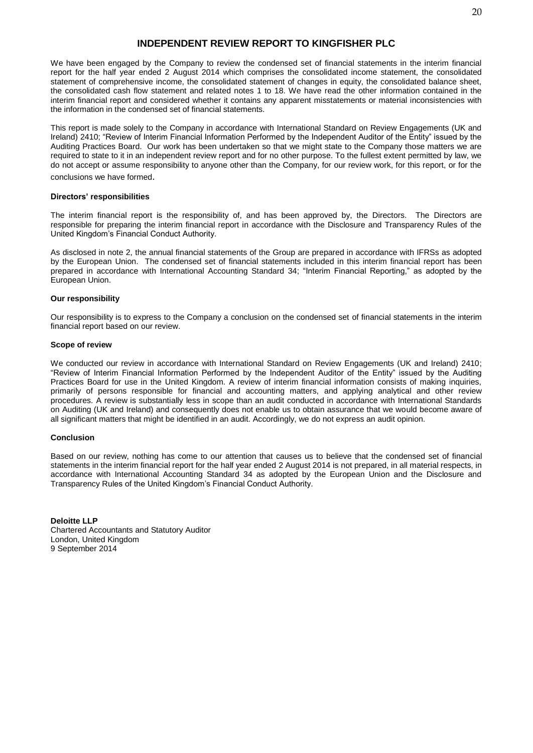# INDEPENDENT REVIEW REPORT TO KINGFISHER PLC

We have been engaged by the Company to review the condensed set of financial statements in the interim financial report for the half year ended 2 August 2014 which comprises the consolidated income statement, the consolidated statement of comprehensive income, the consolidated statement of changes in equity, the consolidated balance sheet, the consolidated cash flow statement and related notes 1 to 18. We have read the other information contained in the interim financial report and considered whether it contains any apparent misstatements or material inconsistencies with the information in the condensed set of financial statements.

This report is made solely to the Company in accordance with International Standard on Review Engagements (UK and Ireland) 2410; "Review of Interim Financial Information Performed by the Independent Auditor of the Entity" issued by the Auditing Practices Board. Our work has been undertaken so that we might state to the Company those matters we are required to state to it in an independent review report and for no other purpose. To the fullest extent permitted by law, we do not accept or assume responsibility to anyone other than the Company, for our review work, for this report, or for the conclusions we have formed.

**Directors' responsibilities**

The interim financial report is the responsibility of, and has been approved by, the Directors. The Directors are responsible for preparing the interim financial report in accordance with the Disclosure and Transparency Rules of the United Kingdom's Financial Conduct Authority.

As disclosed in note 2, the annual financial statements of the Group are prepared in accordance with IFRSs as adopted by the European Union. The condensed set of financial statements included in this interim financial report has been prepared in accordance with International Accounting Standard 34; "Interim Financial Reporting," as adopted by the European Union.

**Our responsibility**

Our responsibility is to express to the Company a conclusion on the condensed set of financial statements in the interim financial report based on our review.

**Scope of review**

We conducted our review in accordance with International Standard on Review Engagements (UK and Ireland) 2410; "Review of Interim Financial Information Performed by the Independent Auditor of the Entity" issued by the Auditing Practices Board for use in the United Kingdom. A review of interim financial information consists of making inquiries, primarily of persons responsible for financial and accounting matters, and applying analytical and other review procedures. A review is substantially less in scope than an audit conducted in accordance with International Standards on Auditing (UK and Ireland) and consequently does not enable us to obtain assurance that we would become aware of all significant matters that might be identified in an audit. Accordingly, we do not express an audit opinion.

**Conclusion**

Based on our review, nothing has come to our attention that causes us to believe that the condensed set of financial statements in the interim financial report for the half year ended 2 August 2014 is not prepared, in all material respects, in accordance with International Accounting Standard 34 as adopted by the European Union and the Disclosure and Transparency Rules of the United Kingdom's Financial Conduct Authority.

**Deloitte LLP**
Chartered Accountants and Statutory Auditor
London, United Kingdom
9 September 2014